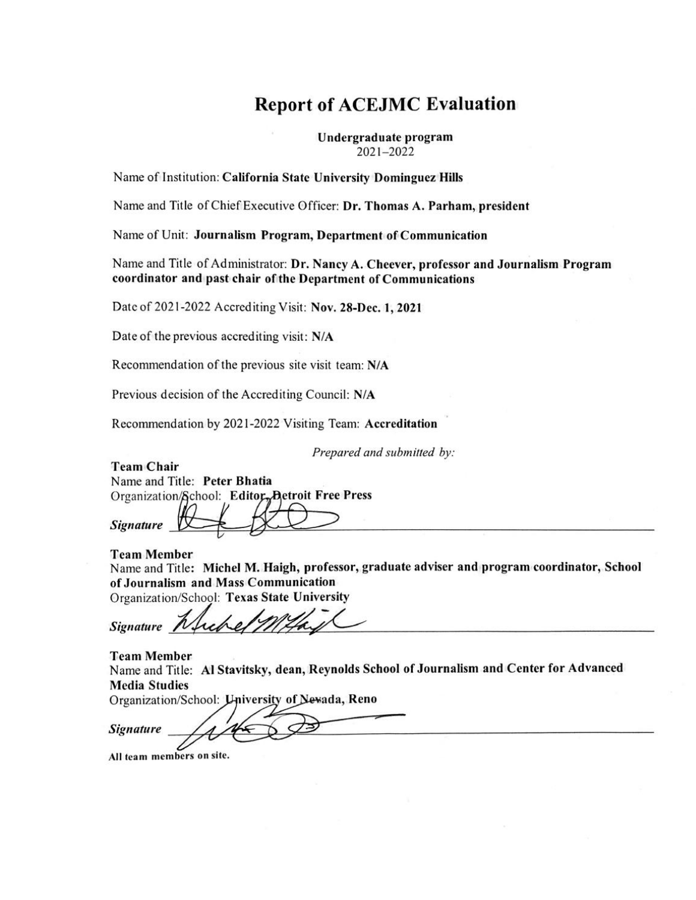# Report of ACEJMC Evaluation

**Undergraduate program**
2021–2022

Name of Institution: **California State University Dominguez Hills**

Name and Title of Chief Executive Officer: **Dr. Thomas A. Parham, president**

Name of Unit: **Journalism Program, Department of Communication**

Name and Title of Administrator: **Dr. Nancy A. Cheever, professor and Journalism Program coordinator and past chair of the Department of Communications**

Date of 2021-2022 Accrediting Visit: **Nov. 28-Dec. 1, 2021**

Date of the previous accrediting visit: **N/A**

Recommendation of the previous site visit team: **N/A**

Previous decision of the Accrediting Council: **N/A**

Recommendation by 2021-2022 Visiting Team: **Accreditation**

*Prepared and submitted by:*

**Team Chair**
Name and Title: **Peter Bhatia**
Organization/School: **Editor, Detroit Free Press**

***Signature*** ____________________

**Team Member**
Name and Title: **Michel M. Haigh, professor, graduate adviser and program coordinator, School of Journalism and Mass Communication**
Organization/School: **Texas State University**

***Signature*** ____________________

**Team Member**
Name and Title: **Al Stavitsky, dean, Reynolds School of Journalism and Center for Advanced Media Studies**
Organization/School: **University of Nevada, Reno**

***Signature*** ____________________

**All team members on site.**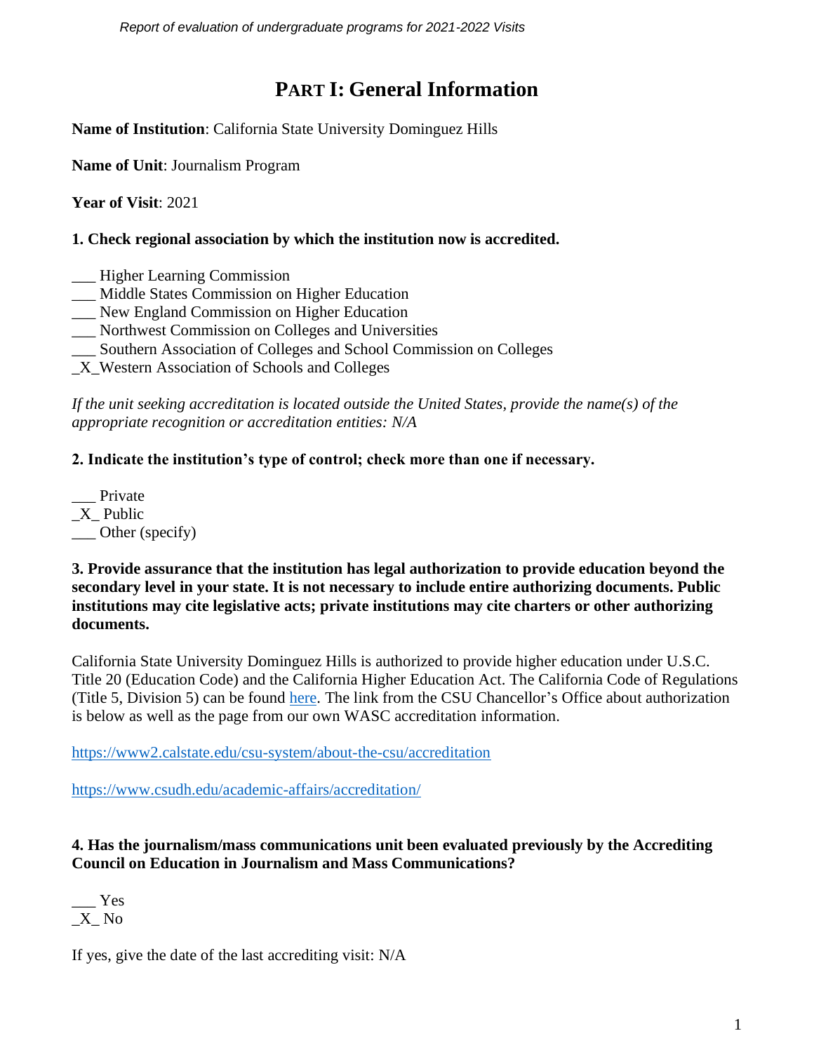# PART I: General Information

**Name of Institution**: California State University Dominguez Hills

**Name of Unit**: Journalism Program

**Year of Visit**: 2021

**1. Check regional association by which the institution now is accredited.**

___ Higher Learning Commission
___ Middle States Commission on Higher Education
___ New England Commission on Higher Education
___ Northwest Commission on Colleges and Universities
___ Southern Association of Colleges and School Commission on Colleges
_X_Western Association of Schools and Colleges

*If the unit seeking accreditation is located outside the United States, provide the name(s) of the appropriate recognition or accreditation entities: N/A*

**2. Indicate the institution's type of control; check more than one if necessary.**

___ Private
_X_ Public
___ Other (specify)

**3. Provide assurance that the institution has legal authorization to provide education beyond the secondary level in your state. It is not necessary to include entire authorizing documents. Public institutions may cite legislative acts; private institutions may cite charters or other authorizing documents.**

California State University Dominguez Hills is authorized to provide higher education under U.S.C. Title 20 (Education Code) and the California Higher Education Act. The California Code of Regulations (Title 5, Division 5) can be found here. The link from the CSU Chancellor's Office about authorization is below as well as the page from our own WASC accreditation information.

https://www2.calstate.edu/csu-system/about-the-csu/accreditation

https://www.csudh.edu/academic-affairs/accreditation/

**4. Has the journalism/mass communications unit been evaluated previously by the Accrediting Council on Education in Journalism and Mass Communications?**

___ Yes
_X_ No

If yes, give the date of the last accrediting visit: N/A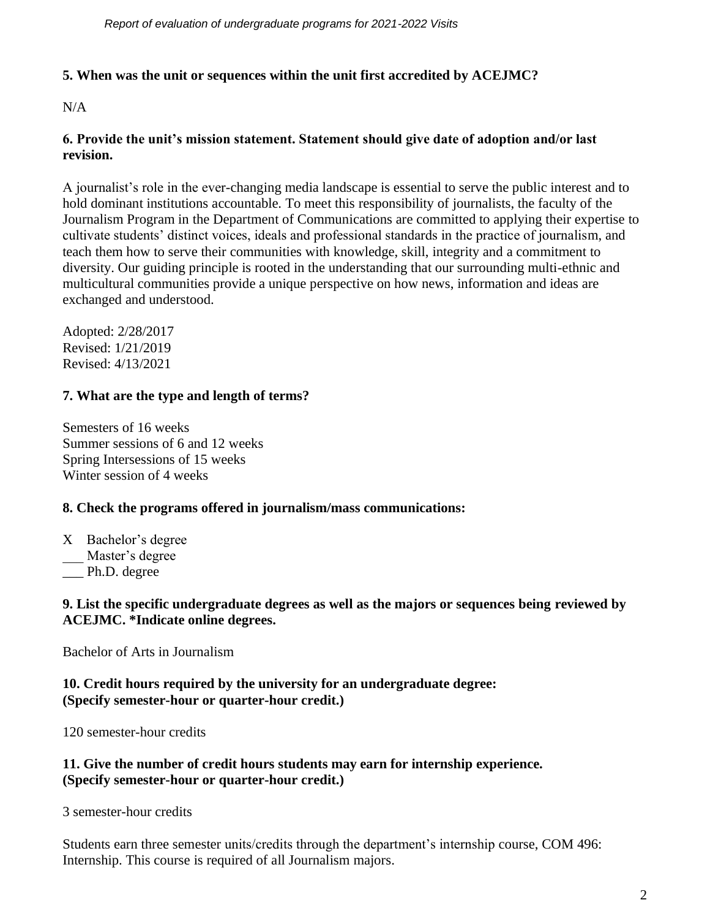**5. When was the unit or sequences within the unit first accredited by ACEJMC?**

N/A

**6. Provide the unit's mission statement. Statement should give date of adoption and/or last revision.**

A journalist's role in the ever-changing media landscape is essential to serve the public interest and to hold dominant institutions accountable. To meet this responsibility of journalists, the faculty of the Journalism Program in the Department of Communications are committed to applying their expertise to cultivate students' distinct voices, ideals and professional standards in the practice of journalism, and teach them how to serve their communities with knowledge, skill, integrity and a commitment to diversity. Our guiding principle is rooted in the understanding that our surrounding multi-ethnic and multicultural communities provide a unique perspective on how news, information and ideas are exchanged and understood.

Adopted: 2/28/2017
Revised: 1/21/2019
Revised: 4/13/2021

**7. What are the type and length of terms?**

Semesters of 16 weeks
Summer sessions of 6 and 12 weeks
Spring Intersessions of 15 weeks
Winter session of 4 weeks

**8. Check the programs offered in journalism/mass communications:**

X Bachelor's degree
___ Master's degree
___ Ph.D. degree

**9. List the specific undergraduate degrees as well as the majors or sequences being reviewed by ACEJMC. *Indicate online degrees.**

Bachelor of Arts in Journalism

**10. Credit hours required by the university for an undergraduate degree: (Specify semester-hour or quarter-hour credit.)**

120 semester-hour credits

**11. Give the number of credit hours students may earn for internship experience. (Specify semester-hour or quarter-hour credit.)**

3 semester-hour credits

Students earn three semester units/credits through the department's internship course, COM 496: Internship. This course is required of all Journalism majors.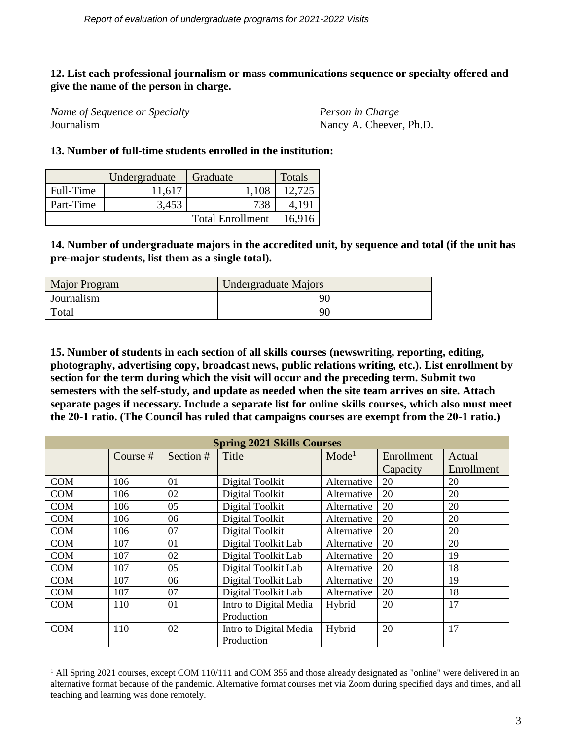**12. List each professional journalism or mass communications sequence or specialty offered and give the name of the person in charge.**

| *Name of Sequence or Specialty* | *Person in Charge* |
|---|---|
| Journalism | Nancy A. Cheever, Ph.D. |

**13. Number of full-time students enrolled in the institution:**

| | Undergraduate | Graduate | Totals |
|---|---|---|---|
| Full-Time | 11,617 | 1,108 | 12,725 |
| Part-Time | 3,453 | 738 | 4,191 |
| | | Total Enrollment | 16,916 |

**14. Number of undergraduate majors in the accredited unit, by sequence and total (if the unit has pre-major students, list them as a single total).**

| Major Program | Undergraduate Majors |
|---|---|
| Journalism | 90 |
| Total | 90 |

**15. Number of students in each section of all skills courses (newswriting, reporting, editing, photography, advertising copy, broadcast news, public relations writing, etc.). List enrollment by section for the term during which the visit will occur and the preceding term. Submit two semesters with the self-study, and update as needed when the site team arrives on site. Attach separate pages if necessary. Include a separate list for online skills courses, which also must meet the 20-1 ratio. (The Council has ruled that campaigns courses are exempt from the 20-1 ratio.)**

| Spring 2021 Skills Courses | | | | | | |
|---|---|---|---|---|---|---|
| | Course # | Section # | Title | Mode[1] | Enrollment Capacity | Actual Enrollment |
| COM | 106 | 01 | Digital Toolkit | Alternative | 20 | 20 |
| COM | 106 | 02 | Digital Toolkit | Alternative | 20 | 20 |
| COM | 106 | 05 | Digital Toolkit | Alternative | 20 | 20 |
| COM | 106 | 06 | Digital Toolkit | Alternative | 20 | 20 |
| COM | 106 | 07 | Digital Toolkit | Alternative | 20 | 20 |
| COM | 107 | 01 | Digital Toolkit Lab | Alternative | 20 | 20 |
| COM | 107 | 02 | Digital Toolkit Lab | Alternative | 20 | 19 |
| COM | 107 | 05 | Digital Toolkit Lab | Alternative | 20 | 18 |
| COM | 107 | 06 | Digital Toolkit Lab | Alternative | 20 | 19 |
| COM | 107 | 07 | Digital Toolkit Lab | Alternative | 20 | 18 |
| COM | 110 | 01 | Intro to Digital Media Production | Hybrid | 20 | 17 |
| COM | 110 | 02 | Intro to Digital Media Production | Hybrid | 20 | 17 |

[1] All Spring 2021 courses, except COM 110/111 and COM 355 and those already designated as "online" were delivered in an alternative format because of the pandemic. Alternative format courses met via Zoom during specified days and times, and all teaching and learning was done remotely.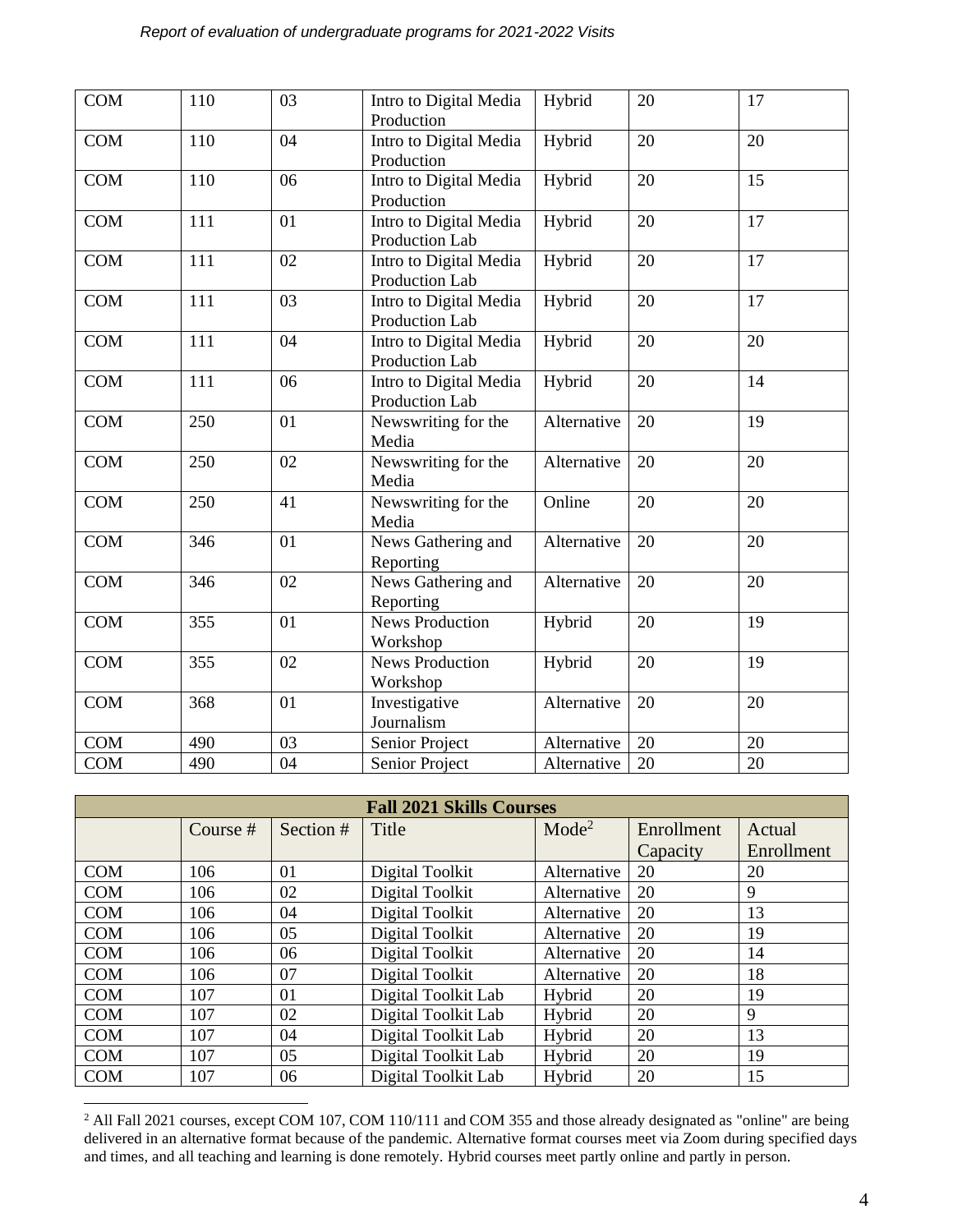| COM | 110 | 03 | Intro to Digital Media Production | Hybrid | 20 | 17 |
|---|---|---|---|---|---|---|
| COM | 110 | 04 | Intro to Digital Media Production | Hybrid | 20 | 20 |
| COM | 110 | 06 | Intro to Digital Media Production | Hybrid | 20 | 15 |
| COM | 111 | 01 | Intro to Digital Media Production Lab | Hybrid | 20 | 17 |
| COM | 111 | 02 | Intro to Digital Media Production Lab | Hybrid | 20 | 17 |
| COM | 111 | 03 | Intro to Digital Media Production Lab | Hybrid | 20 | 17 |
| COM | 111 | 04 | Intro to Digital Media Production Lab | Hybrid | 20 | 20 |
| COM | 111 | 06 | Intro to Digital Media Production Lab | Hybrid | 20 | 14 |
| COM | 250 | 01 | Newswriting for the Media | Alternative | 20 | 19 |
| COM | 250 | 02 | Newswriting for the Media | Alternative | 20 | 20 |
| COM | 250 | 41 | Newswriting for the Media | Online | 20 | 20 |
| COM | 346 | 01 | News Gathering and Reporting | Alternative | 20 | 20 |
| COM | 346 | 02 | News Gathering and Reporting | Alternative | 20 | 20 |
| COM | 355 | 01 | News Production Workshop | Hybrid | 20 | 19 |
| COM | 355 | 02 | News Production Workshop | Hybrid | 20 | 19 |
| COM | 368 | 01 | Investigative Journalism | Alternative | 20 | 20 |
| COM | 490 | 03 | Senior Project | Alternative | 20 | 20 |
| COM | 490 | 04 | Senior Project | Alternative | 20 | 20 |

| Fall 2021 Skills Courses | | | | | | |
|---|---|---|---|---|---|---|
| | Course # | Section # | Title | Mode[2] | Enrollment Capacity | Actual Enrollment |
| COM | 106 | 01 | Digital Toolkit | Alternative | 20 | 20 |
| COM | 106 | 02 | Digital Toolkit | Alternative | 20 | 9 |
| COM | 106 | 04 | Digital Toolkit | Alternative | 20 | 13 |
| COM | 106 | 05 | Digital Toolkit | Alternative | 20 | 19 |
| COM | 106 | 06 | Digital Toolkit | Alternative | 20 | 14 |
| COM | 106 | 07 | Digital Toolkit | Alternative | 20 | 18 |
| COM | 107 | 01 | Digital Toolkit Lab | Hybrid | 20 | 19 |
| COM | 107 | 02 | Digital Toolkit Lab | Hybrid | 20 | 9 |
| COM | 107 | 04 | Digital Toolkit Lab | Hybrid | 20 | 13 |
| COM | 107 | 05 | Digital Toolkit Lab | Hybrid | 20 | 19 |
| COM | 107 | 06 | Digital Toolkit Lab | Hybrid | 20 | 15 |

[2] All Fall 2021 courses, except COM 107, COM 110/111 and COM 355 and those already designated as "online" are being delivered in an alternative format because of the pandemic. Alternative format courses meet via Zoom during specified days and times, and all teaching and learning is done remotely. Hybrid courses meet partly online and partly in person.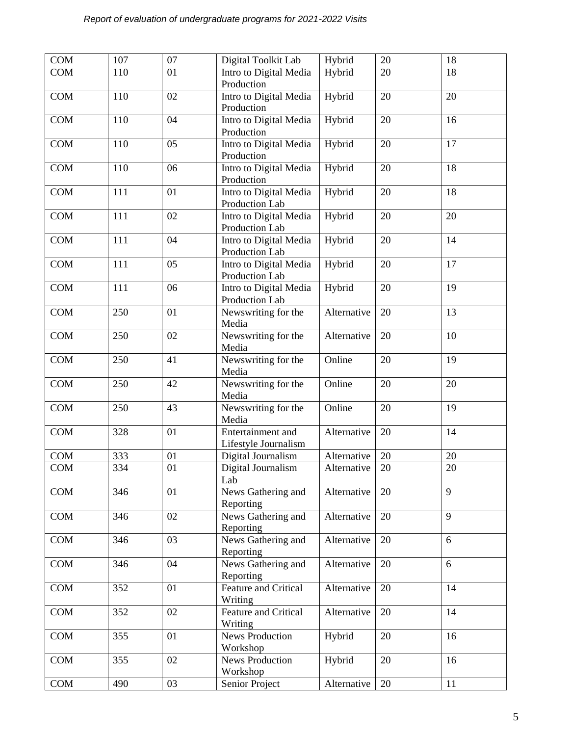| COM | 107 | 07 | Digital Toolkit Lab | Hybrid | 20 | 18 |
|---|---|---|---|---|---|---|
| COM | 110 | 01 | Intro to Digital Media Production | Hybrid | 20 | 18 |
| COM | 110 | 02 | Intro to Digital Media Production | Hybrid | 20 | 20 |
| COM | 110 | 04 | Intro to Digital Media Production | Hybrid | 20 | 16 |
| COM | 110 | 05 | Intro to Digital Media Production | Hybrid | 20 | 17 |
| COM | 110 | 06 | Intro to Digital Media Production | Hybrid | 20 | 18 |
| COM | 111 | 01 | Intro to Digital Media Production Lab | Hybrid | 20 | 18 |
| COM | 111 | 02 | Intro to Digital Media Production Lab | Hybrid | 20 | 20 |
| COM | 111 | 04 | Intro to Digital Media Production Lab | Hybrid | 20 | 14 |
| COM | 111 | 05 | Intro to Digital Media Production Lab | Hybrid | 20 | 17 |
| COM | 111 | 06 | Intro to Digital Media Production Lab | Hybrid | 20 | 19 |
| COM | 250 | 01 | Newswriting for the Media | Alternative | 20 | 13 |
| COM | 250 | 02 | Newswriting for the Media | Alternative | 20 | 10 |
| COM | 250 | 41 | Newswriting for the Media | Online | 20 | 19 |
| COM | 250 | 42 | Newswriting for the Media | Online | 20 | 20 |
| COM | 250 | 43 | Newswriting for the Media | Online | 20 | 19 |
| COM | 328 | 01 | Entertainment and Lifestyle Journalism | Alternative | 20 | 14 |
| COM | 333 | 01 | Digital Journalism | Alternative | 20 | 20 |
| COM | 334 | 01 | Digital Journalism Lab | Alternative | 20 | 20 |
| COM | 346 | 01 | News Gathering and Reporting | Alternative | 20 | 9 |
| COM | 346 | 02 | News Gathering and Reporting | Alternative | 20 | 9 |
| COM | 346 | 03 | News Gathering and Reporting | Alternative | 20 | 6 |
| COM | 346 | 04 | News Gathering and Reporting | Alternative | 20 | 6 |
| COM | 352 | 01 | Feature and Critical Writing | Alternative | 20 | 14 |
| COM | 352 | 02 | Feature and Critical Writing | Alternative | 20 | 14 |
| COM | 355 | 01 | News Production Workshop | Hybrid | 20 | 16 |
| COM | 355 | 02 | News Production Workshop | Hybrid | 20 | 16 |
| COM | 490 | 03 | Senior Project | Alternative | 20 | 11 |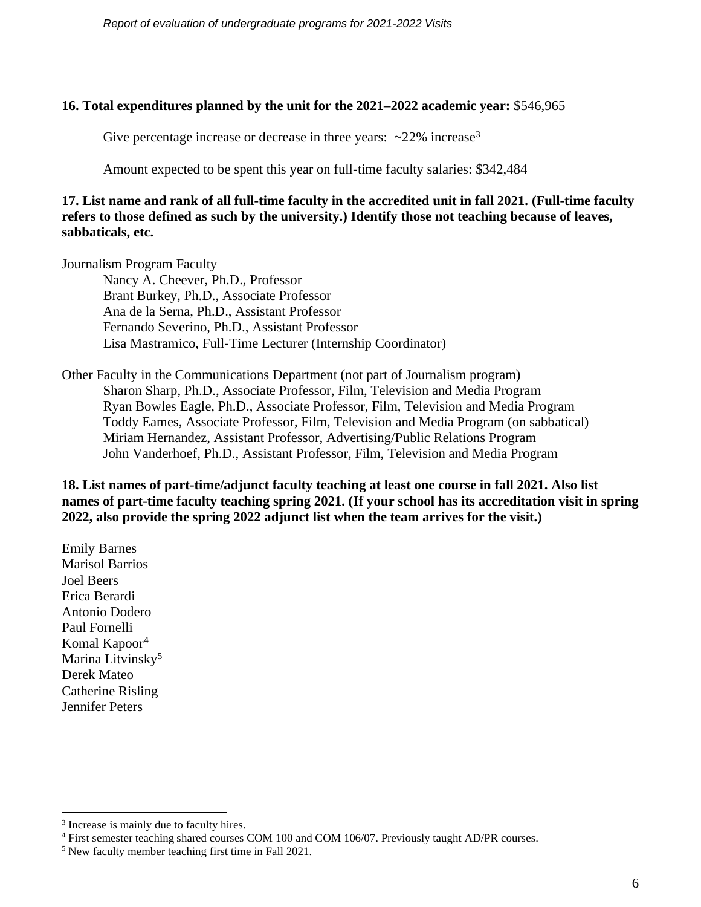**16. Total expenditures planned by the unit for the 2021–2022 academic year:** $546,965

Give percentage increase or decrease in three years: ~22% increase[3]

Amount expected to be spent this year on full-time faculty salaries: $342,484

**17. List name and rank of all full-time faculty in the accredited unit in fall 2021. (Full-time faculty refers to those defined as such by the university.) Identify those not teaching because of leaves, sabbaticals, etc.**

Journalism Program Faculty

- Nancy A. Cheever, Ph.D., Professor
- Brant Burkey, Ph.D., Associate Professor
- Ana de la Serna, Ph.D., Assistant Professor
- Fernando Severino, Ph.D., Assistant Professor
- Lisa Mastramico, Full-Time Lecturer (Internship Coordinator)

Other Faculty in the Communications Department (not part of Journalism program)

- Sharon Sharp, Ph.D., Associate Professor, Film, Television and Media Program
- Ryan Bowles Eagle, Ph.D., Associate Professor, Film, Television and Media Program
- Toddy Eames, Associate Professor, Film, Television and Media Program (on sabbatical)
- Miriam Hernandez, Assistant Professor, Advertising/Public Relations Program
- John Vanderhoef, Ph.D., Assistant Professor, Film, Television and Media Program

**18. List names of part-time/adjunct faculty teaching at least one course in fall 2021. Also list names of part-time faculty teaching spring 2021. (If your school has its accreditation visit in spring 2022, also provide the spring 2022 adjunct list when the team arrives for the visit.)**

Emily Barnes
Marisol Barrios
Joel Beers
Erica Berardi
Antonio Dodero
Paul Fornelli
Komal Kapoor[4]
Marina Litvinsky[5]
Derek Mateo
Catherine Risling
Jennifer Peters

---

[3] Increase is mainly due to faculty hires.

[4] First semester teaching shared courses COM 100 and COM 106/07. Previously taught AD/PR courses.

[5] New faculty member teaching first time in Fall 2021.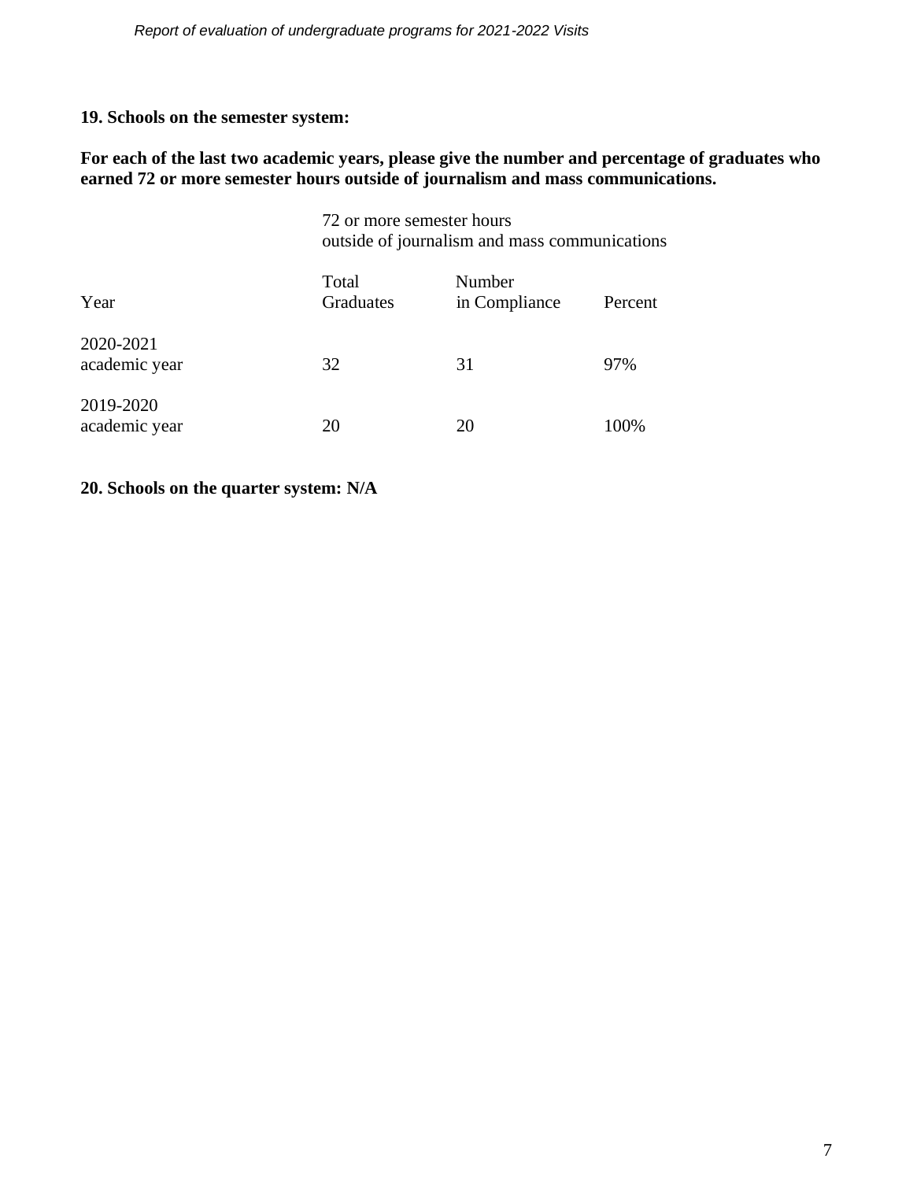**19. Schools on the semester system:**

**For each of the last two academic years, please give the number and percentage of graduates who earned 72 or more semester hours outside of journalism and mass communications.**

| | 72 or more semester hours outside of journalism and mass communications | | |
|---|---|---|---|
| Year | Total Graduates | Number in Compliance | Percent |
| 2020-2021 academic year | 32 | 31 | 97% |
| 2019-2020 academic year | 20 | 20 | 100% |

**20. Schools on the quarter system: N/A**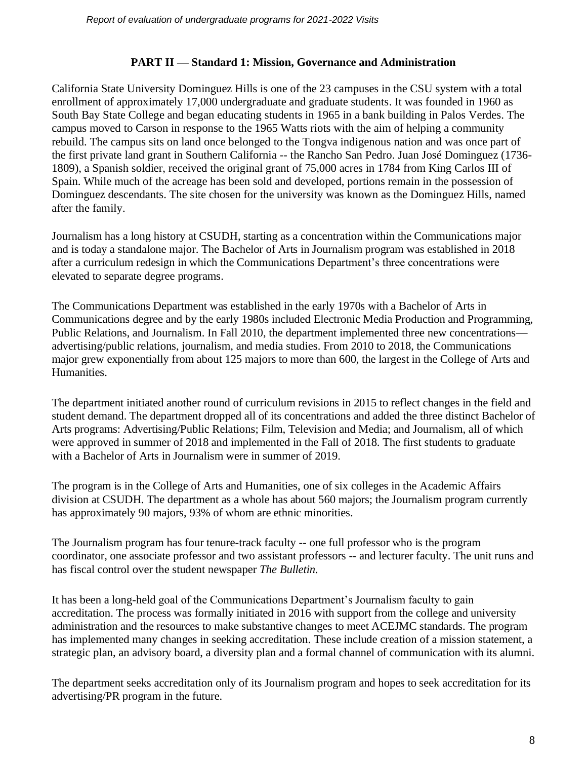### PART II — Standard 1: Mission, Governance and Administration

California State University Dominguez Hills is one of the 23 campuses in the CSU system with a total enrollment of approximately 17,000 undergraduate and graduate students. It was founded in 1960 as South Bay State College and began educating students in 1965 in a bank building in Palos Verdes. The campus moved to Carson in response to the 1965 Watts riots with the aim of helping a community rebuild. The campus sits on land once belonged to the Tongva indigenous nation and was once part of the first private land grant in Southern California -- the Rancho San Pedro. Juan José Dominguez (1736-1809), a Spanish soldier, received the original grant of 75,000 acres in 1784 from King Carlos III of Spain. While much of the acreage has been sold and developed, portions remain in the possession of Dominguez descendants. The site chosen for the university was known as the Dominguez Hills, named after the family.

Journalism has a long history at CSUDH, starting as a concentration within the Communications major and is today a standalone major. The Bachelor of Arts in Journalism program was established in 2018 after a curriculum redesign in which the Communications Department's three concentrations were elevated to separate degree programs.

The Communications Department was established in the early 1970s with a Bachelor of Arts in Communications degree and by the early 1980s included Electronic Media Production and Programming, Public Relations, and Journalism. In Fall 2010, the department implemented three new concentrations—advertising/public relations, journalism, and media studies. From 2010 to 2018, the Communications major grew exponentially from about 125 majors to more than 600, the largest in the College of Arts and Humanities.

The department initiated another round of curriculum revisions in 2015 to reflect changes in the field and student demand. The department dropped all of its concentrations and added the three distinct Bachelor of Arts programs: Advertising/Public Relations; Film, Television and Media; and Journalism, all of which were approved in summer of 2018 and implemented in the Fall of 2018. The first students to graduate with a Bachelor of Arts in Journalism were in summer of 2019.

The program is in the College of Arts and Humanities, one of six colleges in the Academic Affairs division at CSUDH. The department as a whole has about 560 majors; the Journalism program currently has approximately 90 majors, 93% of whom are ethnic minorities.

The Journalism program has four tenure-track faculty -- one full professor who is the program coordinator, one associate professor and two assistant professors -- and lecturer faculty. The unit runs and has fiscal control over the student newspaper *The Bulletin.*

It has been a long-held goal of the Communications Department's Journalism faculty to gain accreditation. The process was formally initiated in 2016 with support from the college and university administration and the resources to make substantive changes to meet ACEJMC standards. The program has implemented many changes in seeking accreditation. These include creation of a mission statement, a strategic plan, an advisory board, a diversity plan and a formal channel of communication with its alumni.

The department seeks accreditation only of its Journalism program and hopes to seek accreditation for its advertising/PR program in the future.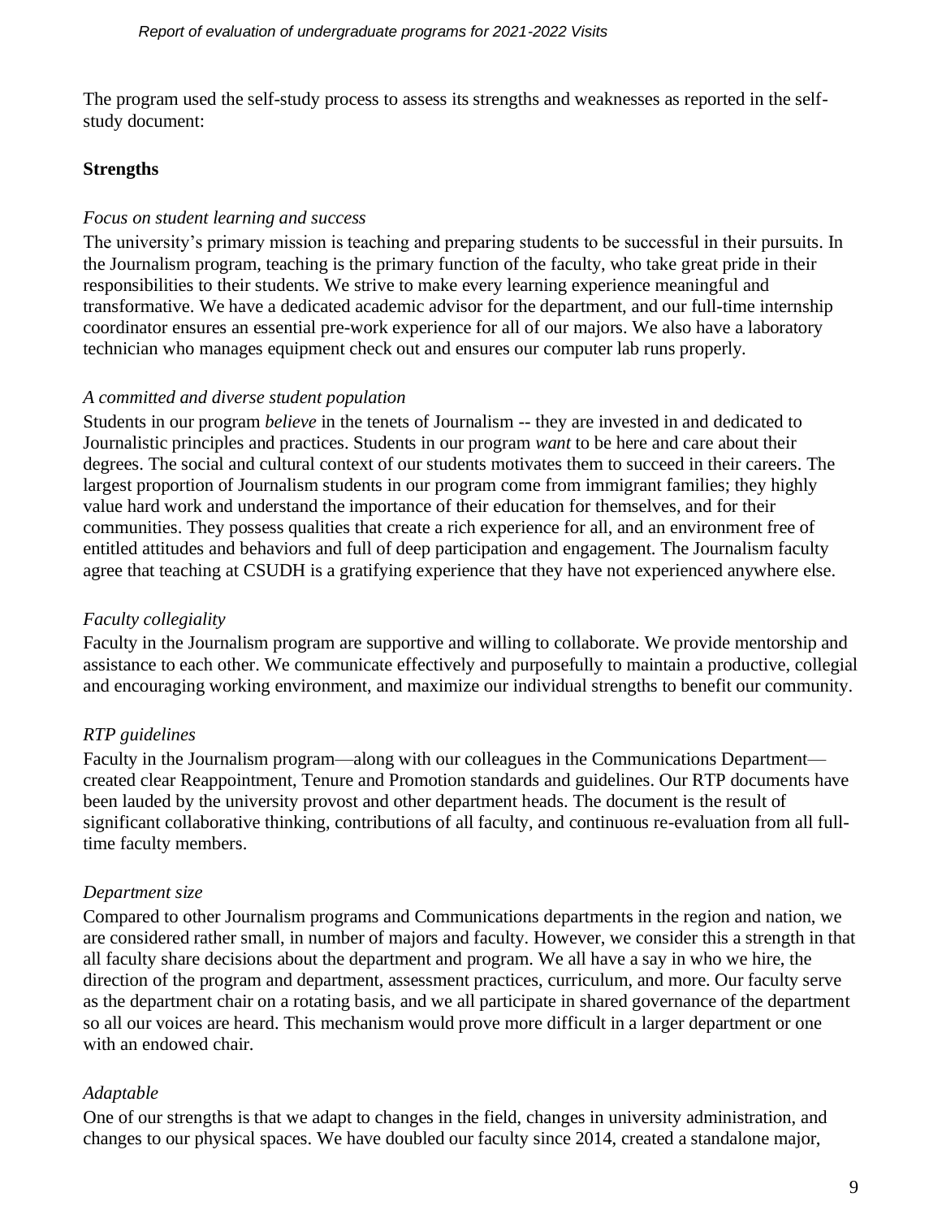The program used the self-study process to assess its strengths and weaknesses as reported in the self-study document:

**Strengths**

*Focus on student learning and success*

The university's primary mission is teaching and preparing students to be successful in their pursuits. In the Journalism program, teaching is the primary function of the faculty, who take great pride in their responsibilities to their students. We strive to make every learning experience meaningful and transformative. We have a dedicated academic advisor for the department, and our full-time internship coordinator ensures an essential pre-work experience for all of our majors. We also have a laboratory technician who manages equipment check out and ensures our computer lab runs properly.

*A committed and diverse student population*

Students in our program *believe* in the tenets of Journalism -- they are invested in and dedicated to Journalistic principles and practices. Students in our program *want* to be here and care about their degrees. The social and cultural context of our students motivates them to succeed in their careers. The largest proportion of Journalism students in our program come from immigrant families; they highly value hard work and understand the importance of their education for themselves, and for their communities. They possess qualities that create a rich experience for all, and an environment free of entitled attitudes and behaviors and full of deep participation and engagement. The Journalism faculty agree that teaching at CSUDH is a gratifying experience that they have not experienced anywhere else.

*Faculty collegiality*

Faculty in the Journalism program are supportive and willing to collaborate. We provide mentorship and assistance to each other. We communicate effectively and purposefully to maintain a productive, collegial and encouraging working environment, and maximize our individual strengths to benefit our community.

*RTP guidelines*

Faculty in the Journalism program—along with our colleagues in the Communications Department—created clear Reappointment, Tenure and Promotion standards and guidelines. Our RTP documents have been lauded by the university provost and other department heads. The document is the result of significant collaborative thinking, contributions of all faculty, and continuous re-evaluation from all full-time faculty members.

*Department size*

Compared to other Journalism programs and Communications departments in the region and nation, we are considered rather small, in number of majors and faculty. However, we consider this a strength in that all faculty share decisions about the department and program. We all have a say in who we hire, the direction of the program and department, assessment practices, curriculum, and more. Our faculty serve as the department chair on a rotating basis, and we all participate in shared governance of the department so all our voices are heard. This mechanism would prove more difficult in a larger department or one with an endowed chair.

*Adaptable*

One of our strengths is that we adapt to changes in the field, changes in university administration, and changes to our physical spaces. We have doubled our faculty since 2014, created a standalone major,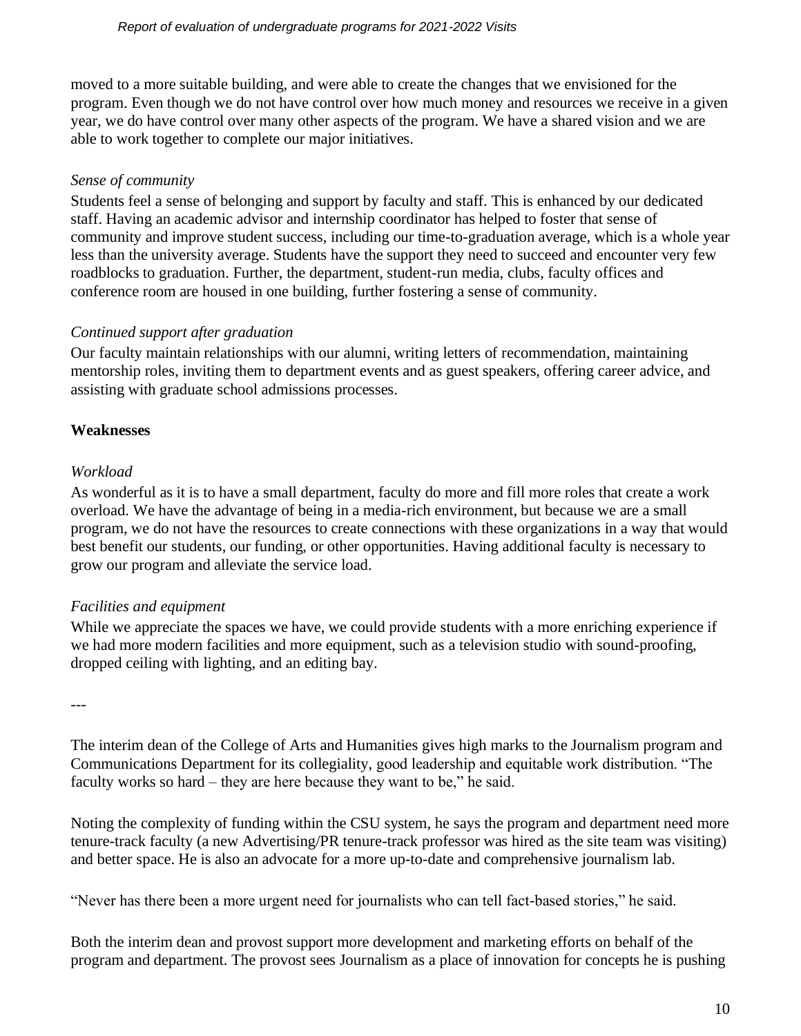moved to a more suitable building, and were able to create the changes that we envisioned for the program. Even though we do not have control over how much money and resources we receive in a given year, we do have control over many other aspects of the program. We have a shared vision and we are able to work together to complete our major initiatives.

*Sense of community*

Students feel a sense of belonging and support by faculty and staff. This is enhanced by our dedicated staff. Having an academic advisor and internship coordinator has helped to foster that sense of community and improve student success, including our time-to-graduation average, which is a whole year less than the university average. Students have the support they need to succeed and encounter very few roadblocks to graduation. Further, the department, student-run media, clubs, faculty offices and conference room are housed in one building, further fostering a sense of community.

*Continued support after graduation*

Our faculty maintain relationships with our alumni, writing letters of recommendation, maintaining mentorship roles, inviting them to department events and as guest speakers, offering career advice, and assisting with graduate school admissions processes.

**Weaknesses**

*Workload*

As wonderful as it is to have a small department, faculty do more and fill more roles that create a work overload. We have the advantage of being in a media-rich environment, but because we are a small program, we do not have the resources to create connections with these organizations in a way that would best benefit our students, our funding, or other opportunities. Having additional faculty is necessary to grow our program and alleviate the service load.

*Facilities and equipment*

While we appreciate the spaces we have, we could provide students with a more enriching experience if we had more modern facilities and more equipment, such as a television studio with sound-proofing, dropped ceiling with lighting, and an editing bay.

---

The interim dean of the College of Arts and Humanities gives high marks to the Journalism program and Communications Department for its collegiality, good leadership and equitable work distribution. "The faculty works so hard – they are here because they want to be," he said.

Noting the complexity of funding within the CSU system, he says the program and department need more tenure-track faculty (a new Advertising/PR tenure-track professor was hired as the site team was visiting) and better space. He is also an advocate for a more up-to-date and comprehensive journalism lab.

"Never has there been a more urgent need for journalists who can tell fact-based stories," he said.

Both the interim dean and provost support more development and marketing efforts on behalf of the program and department. The provost sees Journalism as a place of innovation for concepts he is pushing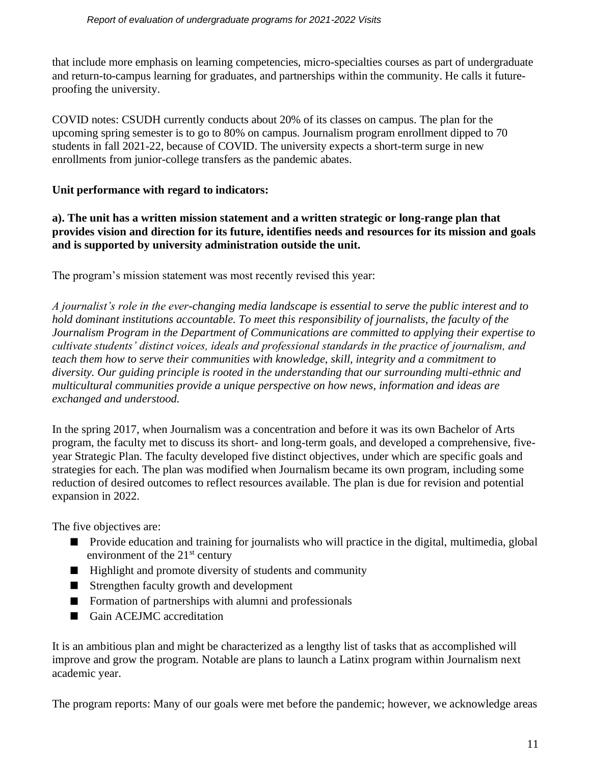that include more emphasis on learning competencies, micro-specialties courses as part of undergraduate and return-to-campus learning for graduates, and partnerships within the community. He calls it future-proofing the university.

COVID notes: CSUDH currently conducts about 20% of its classes on campus. The plan for the upcoming spring semester is to go to 80% on campus. Journalism program enrollment dipped to 70 students in fall 2021-22, because of COVID. The university expects a short-term surge in new enrollments from junior-college transfers as the pandemic abates.

**Unit performance with regard to indicators:**

**a). The unit has a written mission statement and a written strategic or long-range plan that provides vision and direction for its future, identifies needs and resources for its mission and goals and is supported by university administration outside the unit.**

The program's mission statement was most recently revised this year:

*A journalist's role in the ever-changing media landscape is essential to serve the public interest and to hold dominant institutions accountable. To meet this responsibility of journalists, the faculty of the Journalism Program in the Department of Communications are committed to applying their expertise to cultivate students' distinct voices, ideals and professional standards in the practice of journalism, and teach them how to serve their communities with knowledge, skill, integrity and a commitment to diversity. Our guiding principle is rooted in the understanding that our surrounding multi-ethnic and multicultural communities provide a unique perspective on how news, information and ideas are exchanged and understood.*

In the spring 2017, when Journalism was a concentration and before it was its own Bachelor of Arts program, the faculty met to discuss its short- and long-term goals, and developed a comprehensive, five-year Strategic Plan. The faculty developed five distinct objectives, under which are specific goals and strategies for each. The plan was modified when Journalism became its own program, including some reduction of desired outcomes to reflect resources available. The plan is due for revision and potential expansion in 2022.

The five objectives are:

- Provide education and training for journalists who will practice in the digital, multimedia, global environment of the 21st century
- Highlight and promote diversity of students and community
- Strengthen faculty growth and development
- Formation of partnerships with alumni and professionals
- Gain ACEJMC accreditation

It is an ambitious plan and might be characterized as a lengthy list of tasks that as accomplished will improve and grow the program. Notable are plans to launch a Latinx program within Journalism next academic year.

The program reports: Many of our goals were met before the pandemic; however, we acknowledge areas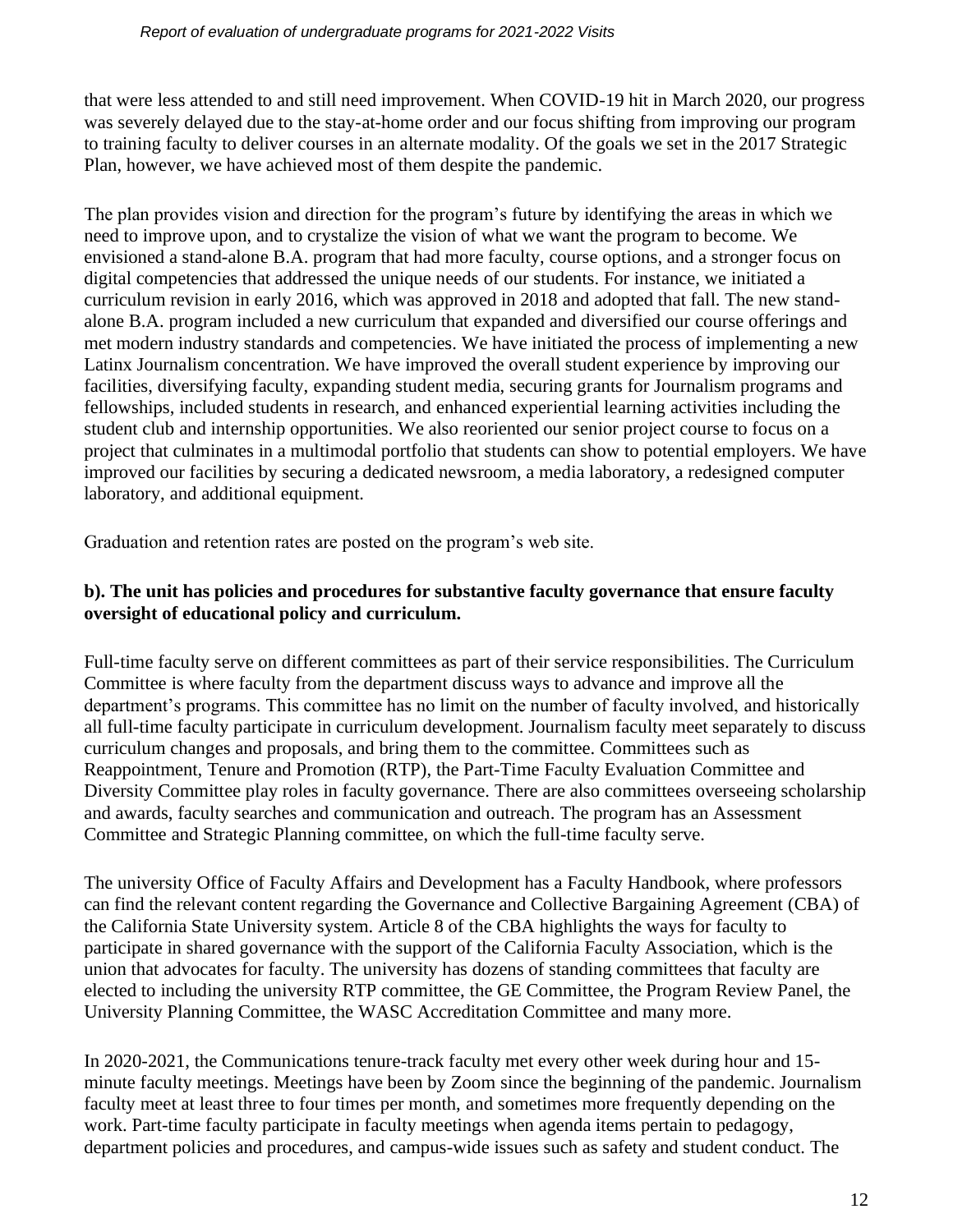that were less attended to and still need improvement. When COVID-19 hit in March 2020, our progress was severely delayed due to the stay-at-home order and our focus shifting from improving our program to training faculty to deliver courses in an alternate modality. Of the goals we set in the 2017 Strategic Plan, however, we have achieved most of them despite the pandemic.

The plan provides vision and direction for the program's future by identifying the areas in which we need to improve upon, and to crystalize the vision of what we want the program to become. We envisioned a stand-alone B.A. program that had more faculty, course options, and a stronger focus on digital competencies that addressed the unique needs of our students. For instance, we initiated a curriculum revision in early 2016, which was approved in 2018 and adopted that fall. The new stand-alone B.A. program included a new curriculum that expanded and diversified our course offerings and met modern industry standards and competencies. We have initiated the process of implementing a new Latinx Journalism concentration. We have improved the overall student experience by improving our facilities, diversifying faculty, expanding student media, securing grants for Journalism programs and fellowships, included students in research, and enhanced experiential learning activities including the student club and internship opportunities. We also reoriented our senior project course to focus on a project that culminates in a multimodal portfolio that students can show to potential employers. We have improved our facilities by securing a dedicated newsroom, a media laboratory, a redesigned computer laboratory, and additional equipment.

Graduation and retention rates are posted on the program's web site.

**b). The unit has policies and procedures for substantive faculty governance that ensure faculty oversight of educational policy and curriculum.**

Full-time faculty serve on different committees as part of their service responsibilities. The Curriculum Committee is where faculty from the department discuss ways to advance and improve all the department's programs. This committee has no limit on the number of faculty involved, and historically all full-time faculty participate in curriculum development. Journalism faculty meet separately to discuss curriculum changes and proposals, and bring them to the committee. Committees such as Reappointment, Tenure and Promotion (RTP), the Part-Time Faculty Evaluation Committee and Diversity Committee play roles in faculty governance. There are also committees overseeing scholarship and awards, faculty searches and communication and outreach. The program has an Assessment Committee and Strategic Planning committee, on which the full-time faculty serve.

The university Office of Faculty Affairs and Development has a Faculty Handbook, where professors can find the relevant content regarding the Governance and Collective Bargaining Agreement (CBA) of the California State University system. Article 8 of the CBA highlights the ways for faculty to participate in shared governance with the support of the California Faculty Association, which is the union that advocates for faculty. The university has dozens of standing committees that faculty are elected to including the university RTP committee, the GE Committee, the Program Review Panel, the University Planning Committee, the WASC Accreditation Committee and many more.

In 2020-2021, the Communications tenure-track faculty met every other week during hour and 15-minute faculty meetings. Meetings have been by Zoom since the beginning of the pandemic. Journalism faculty meet at least three to four times per month, and sometimes more frequently depending on the work. Part-time faculty participate in faculty meetings when agenda items pertain to pedagogy, department policies and procedures, and campus-wide issues such as safety and student conduct. The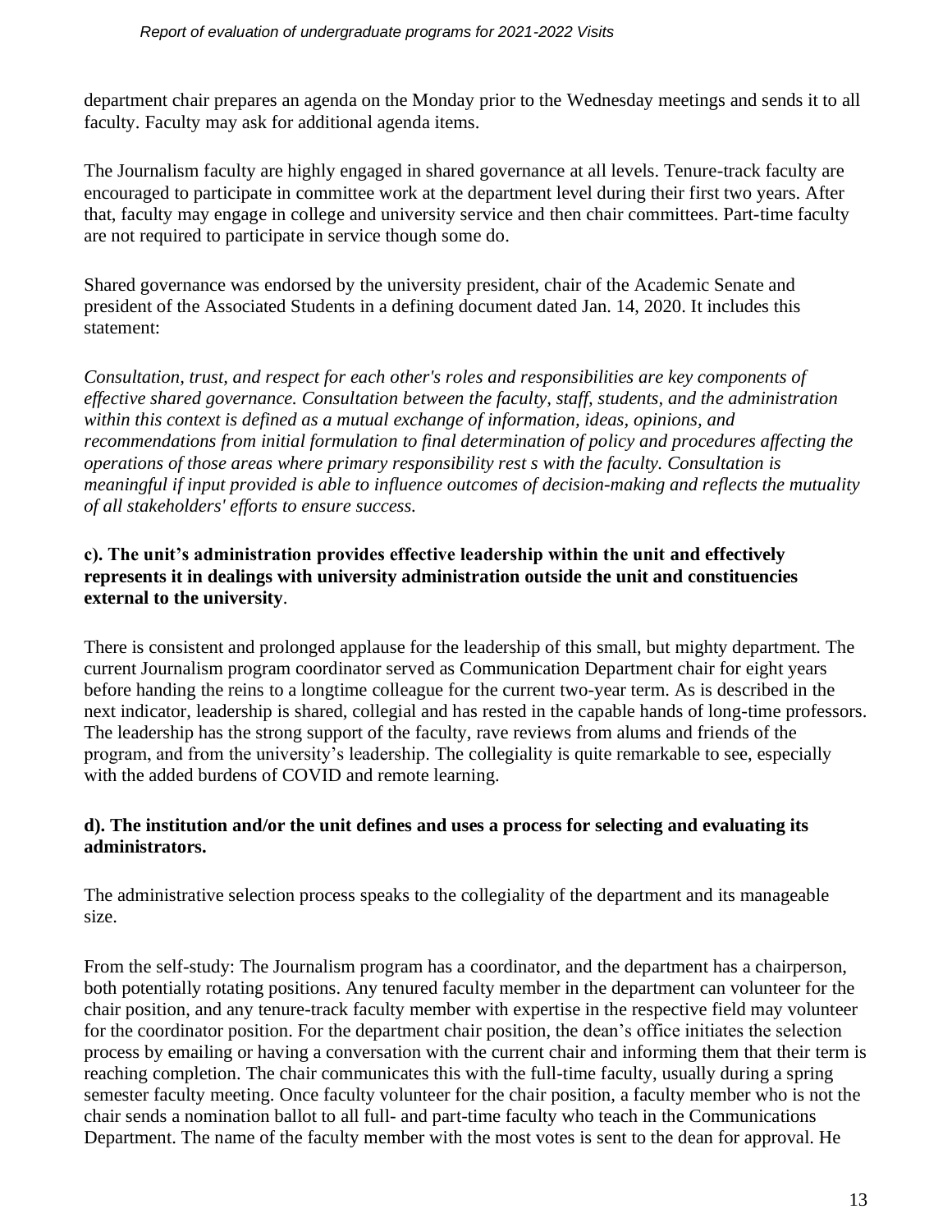department chair prepares an agenda on the Monday prior to the Wednesday meetings and sends it to all faculty. Faculty may ask for additional agenda items.

The Journalism faculty are highly engaged in shared governance at all levels. Tenure-track faculty are encouraged to participate in committee work at the department level during their first two years. After that, faculty may engage in college and university service and then chair committees. Part-time faculty are not required to participate in service though some do.

Shared governance was endorsed by the university president, chair of the Academic Senate and president of the Associated Students in a defining document dated Jan. 14, 2020. It includes this statement:

*Consultation, trust, and respect for each other's roles and responsibilities are key components of effective shared governance. Consultation between the faculty, staff, students, and the administration within this context is defined as a mutual exchange of information, ideas, opinions, and recommendations from initial formulation to final determination of policy and procedures affecting the operations of those areas where primary responsibility rest s with the faculty. Consultation is meaningful if input provided is able to influence outcomes of decision-making and reflects the mutuality of all stakeholders' efforts to ensure success.*

**c). The unit's administration provides effective leadership within the unit and effectively represents it in dealings with university administration outside the unit and constituencies external to the university**.

There is consistent and prolonged applause for the leadership of this small, but mighty department. The current Journalism program coordinator served as Communication Department chair for eight years before handing the reins to a longtime colleague for the current two-year term. As is described in the next indicator, leadership is shared, collegial and has rested in the capable hands of long-time professors. The leadership has the strong support of the faculty, rave reviews from alums and friends of the program, and from the university's leadership. The collegiality is quite remarkable to see, especially with the added burdens of COVID and remote learning.

**d). The institution and/or the unit defines and uses a process for selecting and evaluating its administrators.**

The administrative selection process speaks to the collegiality of the department and its manageable size.

From the self-study: The Journalism program has a coordinator, and the department has a chairperson, both potentially rotating positions. Any tenured faculty member in the department can volunteer for the chair position, and any tenure-track faculty member with expertise in the respective field may volunteer for the coordinator position. For the department chair position, the dean's office initiates the selection process by emailing or having a conversation with the current chair and informing them that their term is reaching completion. The chair communicates this with the full-time faculty, usually during a spring semester faculty meeting. Once faculty volunteer for the chair position, a faculty member who is not the chair sends a nomination ballot to all full- and part-time faculty who teach in the Communications Department. The name of the faculty member with the most votes is sent to the dean for approval. He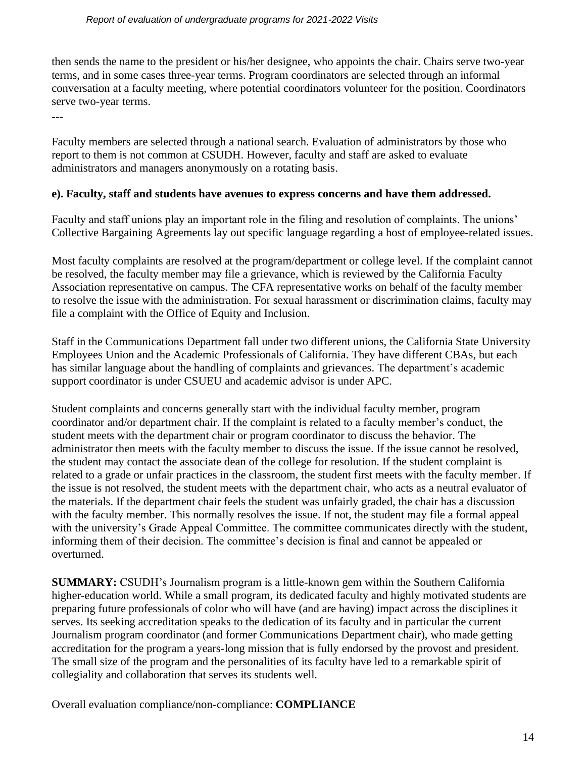then sends the name to the president or his/her designee, who appoints the chair. Chairs serve two-year terms, and in some cases three-year terms. Program coordinators are selected through an informal conversation at a faculty meeting, where potential coordinators volunteer for the position. Coordinators serve two-year terms.

---

Faculty members are selected through a national search. Evaluation of administrators by those who report to them is not common at CSUDH. However, faculty and staff are asked to evaluate administrators and managers anonymously on a rotating basis.

**e). Faculty, staff and students have avenues to express concerns and have them addressed.**

Faculty and staff unions play an important role in the filing and resolution of complaints. The unions' Collective Bargaining Agreements lay out specific language regarding a host of employee-related issues.

Most faculty complaints are resolved at the program/department or college level. If the complaint cannot be resolved, the faculty member may file a grievance, which is reviewed by the California Faculty Association representative on campus. The CFA representative works on behalf of the faculty member to resolve the issue with the administration. For sexual harassment or discrimination claims, faculty may file a complaint with the Office of Equity and Inclusion.

Staff in the Communications Department fall under two different unions, the California State University Employees Union and the Academic Professionals of California. They have different CBAs, but each has similar language about the handling of complaints and grievances. The department's academic support coordinator is under CSUEU and academic advisor is under APC.

Student complaints and concerns generally start with the individual faculty member, program coordinator and/or department chair. If the complaint is related to a faculty member's conduct, the student meets with the department chair or program coordinator to discuss the behavior. The administrator then meets with the faculty member to discuss the issue. If the issue cannot be resolved, the student may contact the associate dean of the college for resolution. If the student complaint is related to a grade or unfair practices in the classroom, the student first meets with the faculty member. If the issue is not resolved, the student meets with the department chair, who acts as a neutral evaluator of the materials. If the department chair feels the student was unfairly graded, the chair has a discussion with the faculty member. This normally resolves the issue. If not, the student may file a formal appeal with the university's Grade Appeal Committee. The committee communicates directly with the student, informing them of their decision. The committee's decision is final and cannot be appealed or overturned.

**SUMMARY:** CSUDH's Journalism program is a little-known gem within the Southern California higher-education world. While a small program, its dedicated faculty and highly motivated students are preparing future professionals of color who will have (and are having) impact across the disciplines it serves. Its seeking accreditation speaks to the dedication of its faculty and in particular the current Journalism program coordinator (and former Communications Department chair), who made getting accreditation for the program a years-long mission that is fully endorsed by the provost and president. The small size of the program and the personalities of its faculty have led to a remarkable spirit of collegiality and collaboration that serves its students well.

Overall evaluation compliance/non-compliance: **COMPLIANCE**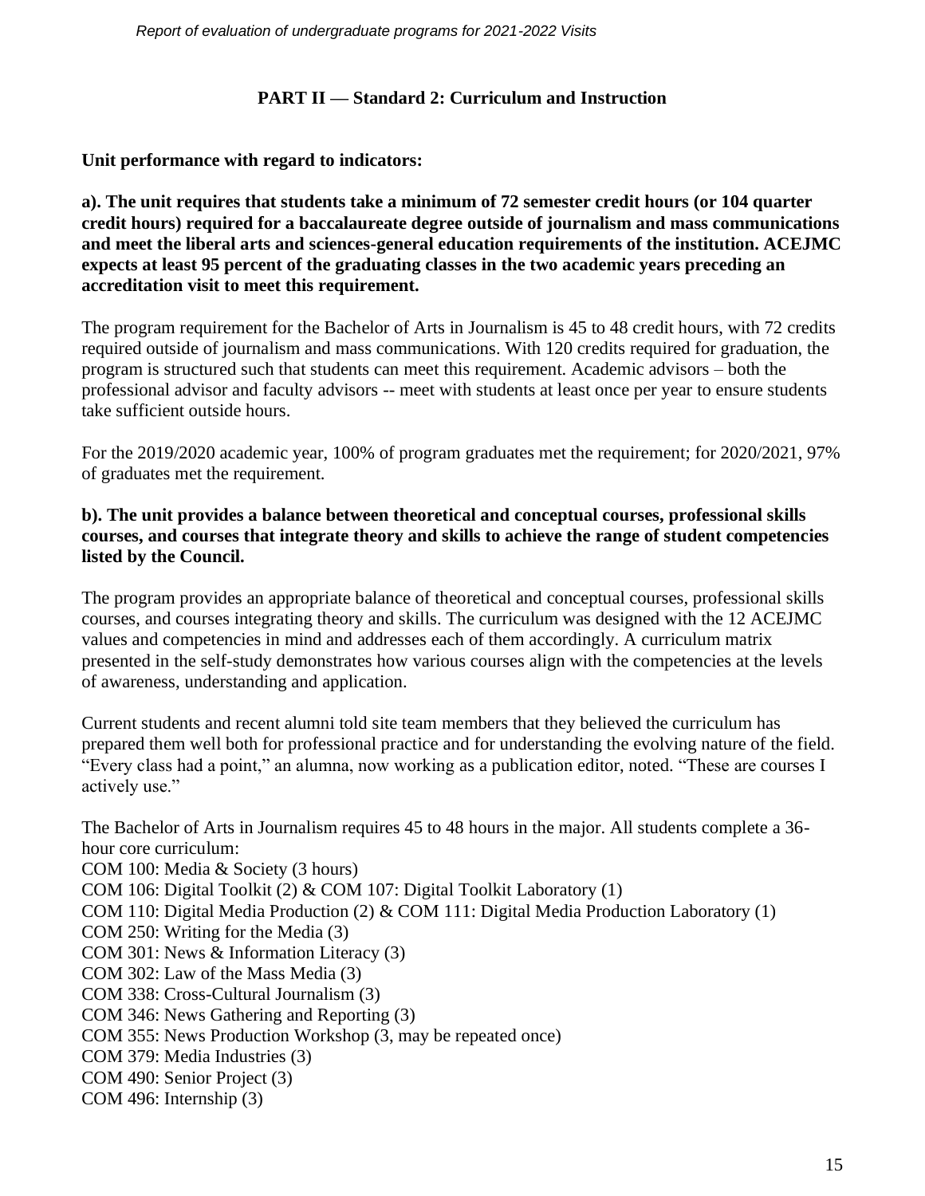## PART II — Standard 2: Curriculum and Instruction

**Unit performance with regard to indicators:**

**a). The unit requires that students take a minimum of 72 semester credit hours (or 104 quarter credit hours) required for a baccalaureate degree outside of journalism and mass communications and meet the liberal arts and sciences-general education requirements of the institution. ACEJMC expects at least 95 percent of the graduating classes in the two academic years preceding an accreditation visit to meet this requirement.**

The program requirement for the Bachelor of Arts in Journalism is 45 to 48 credit hours, with 72 credits required outside of journalism and mass communications. With 120 credits required for graduation, the program is structured such that students can meet this requirement. Academic advisors – both the professional advisor and faculty advisors -- meet with students at least once per year to ensure students take sufficient outside hours.

For the 2019/2020 academic year, 100% of program graduates met the requirement; for 2020/2021, 97% of graduates met the requirement.

**b). The unit provides a balance between theoretical and conceptual courses, professional skills courses, and courses that integrate theory and skills to achieve the range of student competencies listed by the Council.**

The program provides an appropriate balance of theoretical and conceptual courses, professional skills courses, and courses integrating theory and skills. The curriculum was designed with the 12 ACEJMC values and competencies in mind and addresses each of them accordingly. A curriculum matrix presented in the self-study demonstrates how various courses align with the competencies at the levels of awareness, understanding and application.

Current students and recent alumni told site team members that they believed the curriculum has prepared them well both for professional practice and for understanding the evolving nature of the field. "Every class had a point," an alumna, now working as a publication editor, noted. "These are courses I actively use."

The Bachelor of Arts in Journalism requires 45 to 48 hours in the major. All students complete a 36-hour core curriculum:

COM 100: Media & Society (3 hours)
COM 106: Digital Toolkit (2) & COM 107: Digital Toolkit Laboratory (1)
COM 110: Digital Media Production (2) & COM 111: Digital Media Production Laboratory (1)
COM 250: Writing for the Media (3)
COM 301: News & Information Literacy (3)
COM 302: Law of the Mass Media (3)
COM 338: Cross-Cultural Journalism (3)
COM 346: News Gathering and Reporting (3)
COM 355: News Production Workshop (3, may be repeated once)
COM 379: Media Industries (3)
COM 490: Senior Project (3)
COM 496: Internship (3)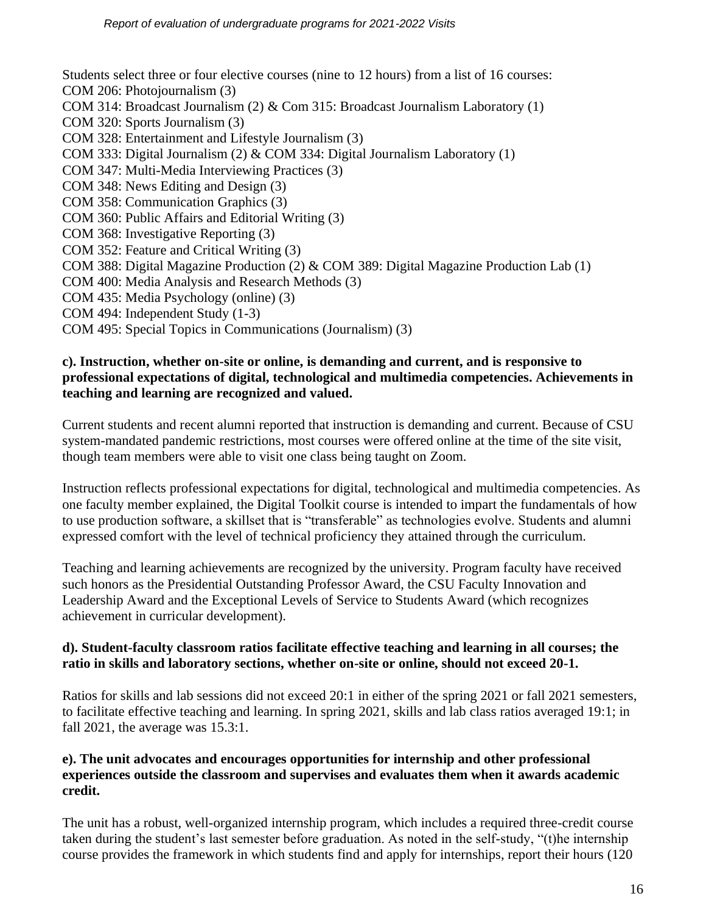Students select three or four elective courses (nine to 12 hours) from a list of 16 courses:
COM 206: Photojournalism (3)
COM 314: Broadcast Journalism (2) & Com 315: Broadcast Journalism Laboratory (1)
COM 320: Sports Journalism (3)
COM 328: Entertainment and Lifestyle Journalism (3)
COM 333: Digital Journalism (2) & COM 334: Digital Journalism Laboratory (1)
COM 347: Multi-Media Interviewing Practices (3)
COM 348: News Editing and Design (3)
COM 358: Communication Graphics (3)
COM 360: Public Affairs and Editorial Writing (3)
COM 368: Investigative Reporting (3)
COM 352: Feature and Critical Writing (3)
COM 388: Digital Magazine Production (2) & COM 389: Digital Magazine Production Lab (1)
COM 400: Media Analysis and Research Methods (3)
COM 435: Media Psychology (online) (3)
COM 494: Independent Study (1-3)
COM 495: Special Topics in Communications (Journalism) (3)

**c). Instruction, whether on-site or online, is demanding and current, and is responsive to professional expectations of digital, technological and multimedia competencies. Achievements in teaching and learning are recognized and valued.**

Current students and recent alumni reported that instruction is demanding and current. Because of CSU system-mandated pandemic restrictions, most courses were offered online at the time of the site visit, though team members were able to visit one class being taught on Zoom.

Instruction reflects professional expectations for digital, technological and multimedia competencies. As one faculty member explained, the Digital Toolkit course is intended to impart the fundamentals of how to use production software, a skillset that is "transferable" as technologies evolve. Students and alumni expressed comfort with the level of technical proficiency they attained through the curriculum.

Teaching and learning achievements are recognized by the university. Program faculty have received such honors as the Presidential Outstanding Professor Award, the CSU Faculty Innovation and Leadership Award and the Exceptional Levels of Service to Students Award (which recognizes achievement in curricular development).

**d). Student-faculty classroom ratios facilitate effective teaching and learning in all courses; the ratio in skills and laboratory sections, whether on-site or online, should not exceed 20-1.**

Ratios for skills and lab sessions did not exceed 20:1 in either of the spring 2021 or fall 2021 semesters, to facilitate effective teaching and learning. In spring 2021, skills and lab class ratios averaged 19:1; in fall 2021, the average was 15.3:1.

**e). The unit advocates and encourages opportunities for internship and other professional experiences outside the classroom and supervises and evaluates them when it awards academic credit.**

The unit has a robust, well-organized internship program, which includes a required three-credit course taken during the student's last semester before graduation. As noted in the self-study, "(t)he internship course provides the framework in which students find and apply for internships, report their hours (120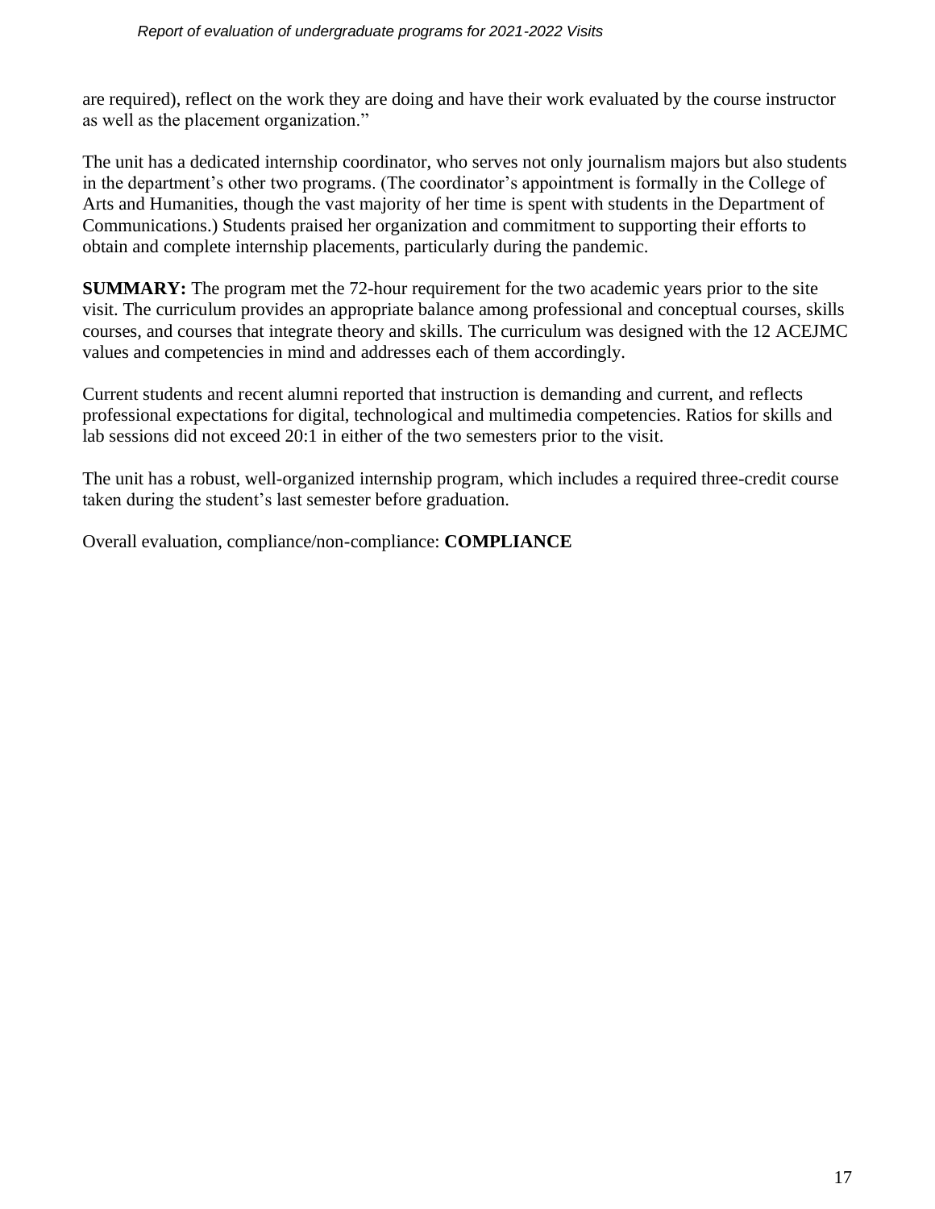are required), reflect on the work they are doing and have their work evaluated by the course instructor as well as the placement organization."

The unit has a dedicated internship coordinator, who serves not only journalism majors but also students in the department's other two programs. (The coordinator's appointment is formally in the College of Arts and Humanities, though the vast majority of her time is spent with students in the Department of Communications.) Students praised her organization and commitment to supporting their efforts to obtain and complete internship placements, particularly during the pandemic.

**SUMMARY:** The program met the 72-hour requirement for the two academic years prior to the site visit. The curriculum provides an appropriate balance among professional and conceptual courses, skills courses, and courses that integrate theory and skills. The curriculum was designed with the 12 ACEJMC values and competencies in mind and addresses each of them accordingly.

Current students and recent alumni reported that instruction is demanding and current, and reflects professional expectations for digital, technological and multimedia competencies. Ratios for skills and lab sessions did not exceed 20:1 in either of the two semesters prior to the visit.

The unit has a robust, well-organized internship program, which includes a required three-credit course taken during the student's last semester before graduation.

Overall evaluation, compliance/non-compliance: **COMPLIANCE**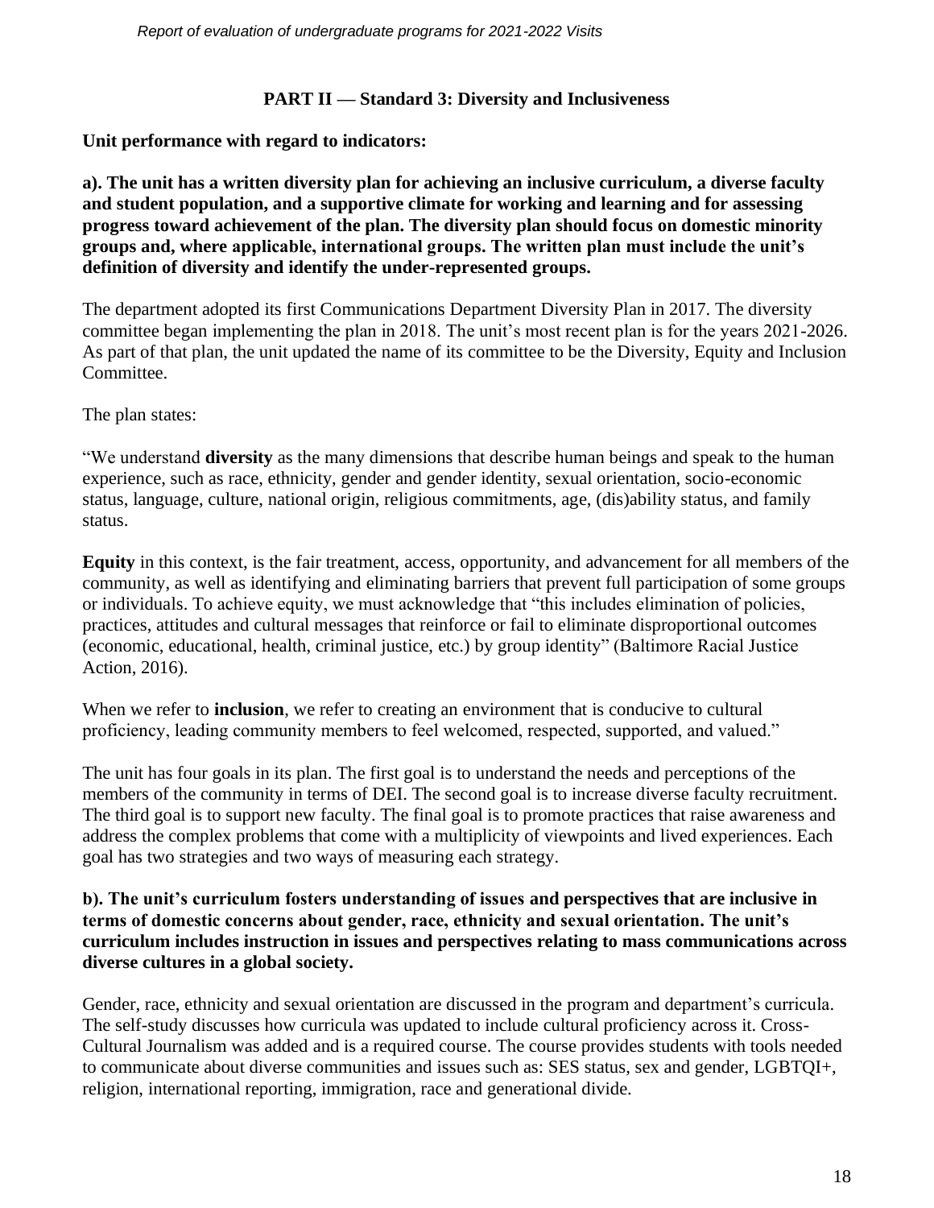## PART II — Standard 3: Diversity and Inclusiveness

**Unit performance with regard to indicators:**

**a). The unit has a written diversity plan for achieving an inclusive curriculum, a diverse faculty and student population, and a supportive climate for working and learning and for assessing progress toward achievement of the plan. The diversity plan should focus on domestic minority groups and, where applicable, international groups. The written plan must include the unit's definition of diversity and identify the under-represented groups.**

The department adopted its first Communications Department Diversity Plan in 2017. The diversity committee began implementing the plan in 2018. The unit's most recent plan is for the years 2021-2026. As part of that plan, the unit updated the name of its committee to be the Diversity, Equity and Inclusion Committee.

The plan states:

"We understand **diversity** as the many dimensions that describe human beings and speak to the human experience, such as race, ethnicity, gender and gender identity, sexual orientation, socio-economic status, language, culture, national origin, religious commitments, age, (dis)ability status, and family status.

**Equity** in this context, is the fair treatment, access, opportunity, and advancement for all members of the community, as well as identifying and eliminating barriers that prevent full participation of some groups or individuals. To achieve equity, we must acknowledge that "this includes elimination of policies, practices, attitudes and cultural messages that reinforce or fail to eliminate disproportional outcomes (economic, educational, health, criminal justice, etc.) by group identity" (Baltimore Racial Justice Action, 2016).

When we refer to **inclusion**, we refer to creating an environment that is conducive to cultural proficiency, leading community members to feel welcomed, respected, supported, and valued."

The unit has four goals in its plan. The first goal is to understand the needs and perceptions of the members of the community in terms of DEI. The second goal is to increase diverse faculty recruitment. The third goal is to support new faculty. The final goal is to promote practices that raise awareness and address the complex problems that come with a multiplicity of viewpoints and lived experiences. Each goal has two strategies and two ways of measuring each strategy.

**b). The unit's curriculum fosters understanding of issues and perspectives that are inclusive in terms of domestic concerns about gender, race, ethnicity and sexual orientation. The unit's curriculum includes instruction in issues and perspectives relating to mass communications across diverse cultures in a global society.**

Gender, race, ethnicity and sexual orientation are discussed in the program and department's curricula. The self-study discusses how curricula was updated to include cultural proficiency across it. Cross-Cultural Journalism was added and is a required course. The course provides students with tools needed to communicate about diverse communities and issues such as: SES status, sex and gender, LGBTQI+, religion, international reporting, immigration, race and generational divide.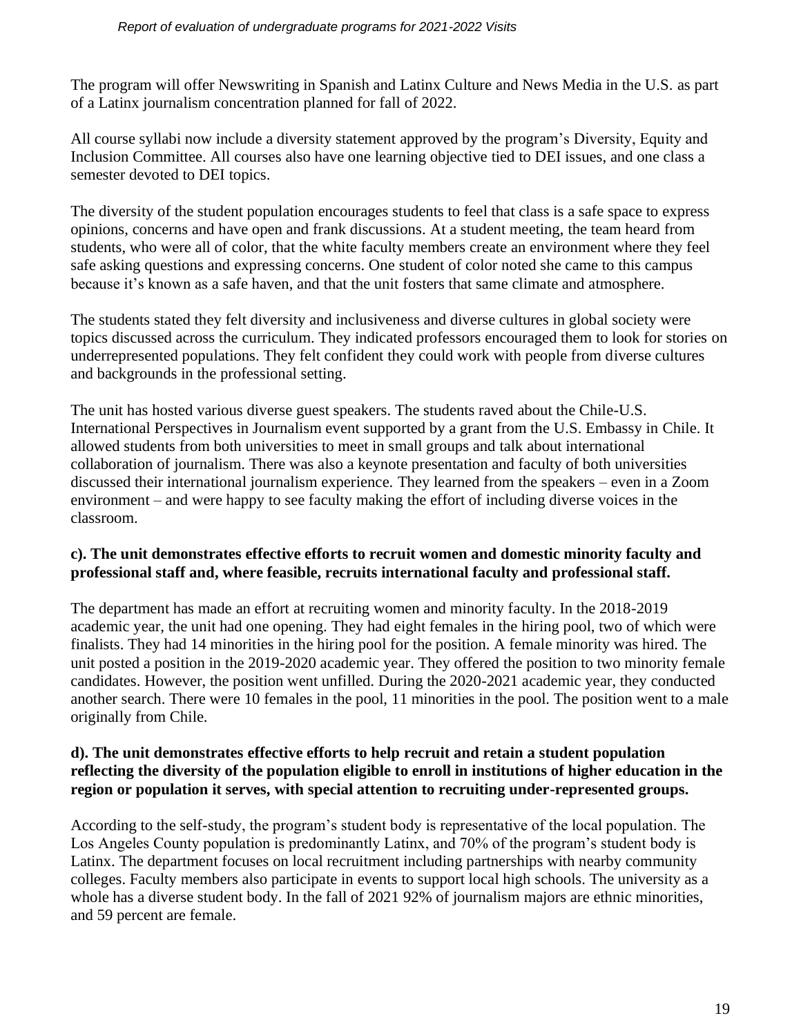The program will offer Newswriting in Spanish and Latinx Culture and News Media in the U.S. as part of a Latinx journalism concentration planned for fall of 2022.

All course syllabi now include a diversity statement approved by the program's Diversity, Equity and Inclusion Committee. All courses also have one learning objective tied to DEI issues, and one class a semester devoted to DEI topics.

The diversity of the student population encourages students to feel that class is a safe space to express opinions, concerns and have open and frank discussions. At a student meeting, the team heard from students, who were all of color, that the white faculty members create an environment where they feel safe asking questions and expressing concerns. One student of color noted she came to this campus because it's known as a safe haven, and that the unit fosters that same climate and atmosphere.

The students stated they felt diversity and inclusiveness and diverse cultures in global society were topics discussed across the curriculum. They indicated professors encouraged them to look for stories on underrepresented populations. They felt confident they could work with people from diverse cultures and backgrounds in the professional setting.

The unit has hosted various diverse guest speakers. The students raved about the Chile-U.S. International Perspectives in Journalism event supported by a grant from the U.S. Embassy in Chile. It allowed students from both universities to meet in small groups and talk about international collaboration of journalism. There was also a keynote presentation and faculty of both universities discussed their international journalism experience. They learned from the speakers – even in a Zoom environment – and were happy to see faculty making the effort of including diverse voices in the classroom.

**c). The unit demonstrates effective efforts to recruit women and domestic minority faculty and professional staff and, where feasible, recruits international faculty and professional staff.**

The department has made an effort at recruiting women and minority faculty. In the 2018-2019 academic year, the unit had one opening. They had eight females in the hiring pool, two of which were finalists. They had 14 minorities in the hiring pool for the position. A female minority was hired. The unit posted a position in the 2019-2020 academic year. They offered the position to two minority female candidates. However, the position went unfilled. During the 2020-2021 academic year, they conducted another search. There were 10 females in the pool, 11 minorities in the pool. The position went to a male originally from Chile.

**d). The unit demonstrates effective efforts to help recruit and retain a student population reflecting the diversity of the population eligible to enroll in institutions of higher education in the region or population it serves, with special attention to recruiting under-represented groups.**

According to the self-study, the program's student body is representative of the local population. The Los Angeles County population is predominantly Latinx, and 70% of the program's student body is Latinx. The department focuses on local recruitment including partnerships with nearby community colleges. Faculty members also participate in events to support local high schools. The university as a whole has a diverse student body. In the fall of 2021 92% of journalism majors are ethnic minorities, and 59 percent are female.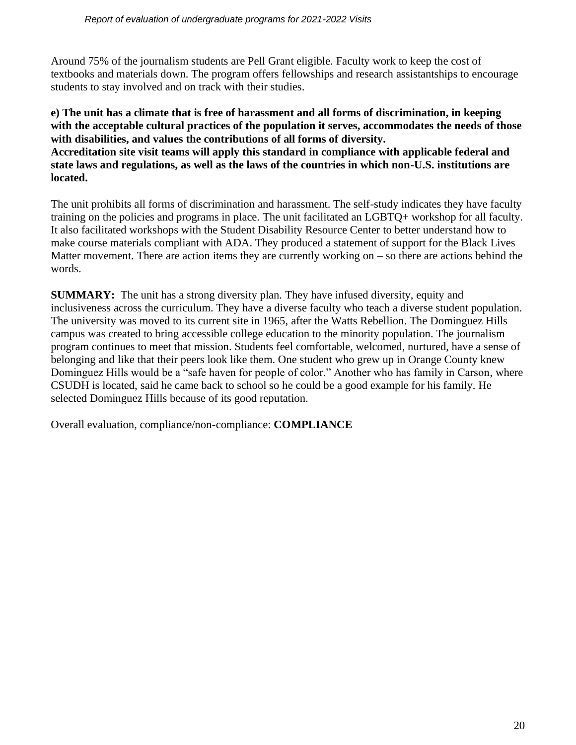Around 75% of the journalism students are Pell Grant eligible. Faculty work to keep the cost of textbooks and materials down. The program offers fellowships and research assistantships to encourage students to stay involved and on track with their studies.

**e) The unit has a climate that is free of harassment and all forms of discrimination, in keeping with the acceptable cultural practices of the population it serves, accommodates the needs of those with disabilities, and values the contributions of all forms of diversity.**
**Accreditation site visit teams will apply this standard in compliance with applicable federal and state laws and regulations, as well as the laws of the countries in which non-U.S. institutions are located.**

The unit prohibits all forms of discrimination and harassment. The self-study indicates they have faculty training on the policies and programs in place. The unit facilitated an LGBTQ+ workshop for all faculty. It also facilitated workshops with the Student Disability Resource Center to better understand how to make course materials compliant with ADA. They produced a statement of support for the Black Lives Matter movement. There are action items they are currently working on – so there are actions behind the words.

**SUMMARY:** The unit has a strong diversity plan. They have infused diversity, equity and inclusiveness across the curriculum. They have a diverse faculty who teach a diverse student population. The university was moved to its current site in 1965, after the Watts Rebellion. The Dominguez Hills campus was created to bring accessible college education to the minority population. The journalism program continues to meet that mission. Students feel comfortable, welcomed, nurtured, have a sense of belonging and like that their peers look like them. One student who grew up in Orange County knew Dominguez Hills would be a "safe haven for people of color." Another who has family in Carson, where CSUDH is located, said he came back to school so he could be a good example for his family. He selected Dominguez Hills because of its good reputation.

Overall evaluation, compliance/non-compliance: **COMPLIANCE**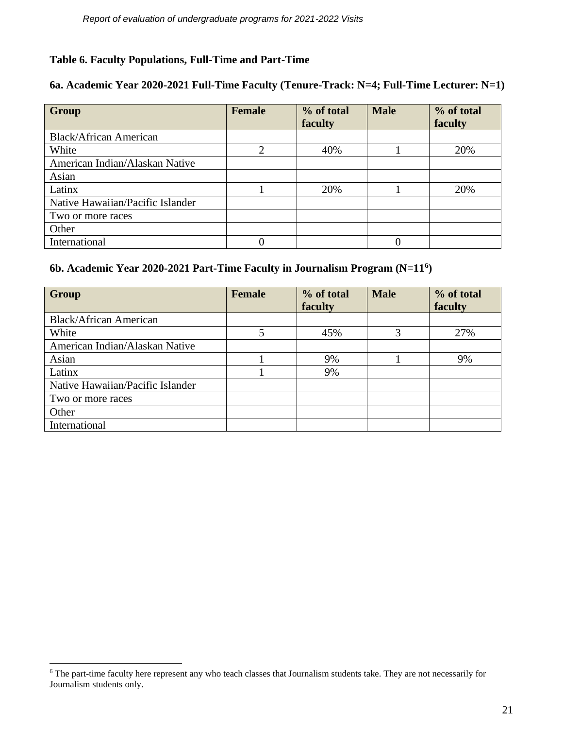### Table 6. Faculty Populations, Full-Time and Part-Time

#### 6a. Academic Year 2020-2021 Full-Time Faculty (Tenure-Track: N=4; Full-Time Lecturer: N=1)

| Group | Female | % of total faculty | Male | % of total faculty |
|---|---|---|---|---|
| Black/African American | | | | |
| White | 2 | 40% | 1 | 20% |
| American Indian/Alaskan Native | | | | |
| Asian | | | | |
| Latinx | 1 | 20% | 1 | 20% |
| Native Hawaiian/Pacific Islander | | | | |
| Two or more races | | | | |
| Other | | | | |
| International | 0 | | 0 | |

#### 6b. Academic Year 2020-2021 Part-Time Faculty in Journalism Program (N=11[6])

| Group | Female | % of total faculty | Male | % of total faculty |
|---|---|---|---|---|
| Black/African American | | | | |
| White | 5 | 45% | 3 | 27% |
| American Indian/Alaskan Native | | | | |
| Asian | 1 | 9% | 1 | 9% |
| Latinx | 1 | 9% | | |
| Native Hawaiian/Pacific Islander | | | | |
| Two or more races | | | | |
| Other | | | | |
| International | | | | |

[6] The part-time faculty here represent any who teach classes that Journalism students take. They are not necessarily for Journalism students only.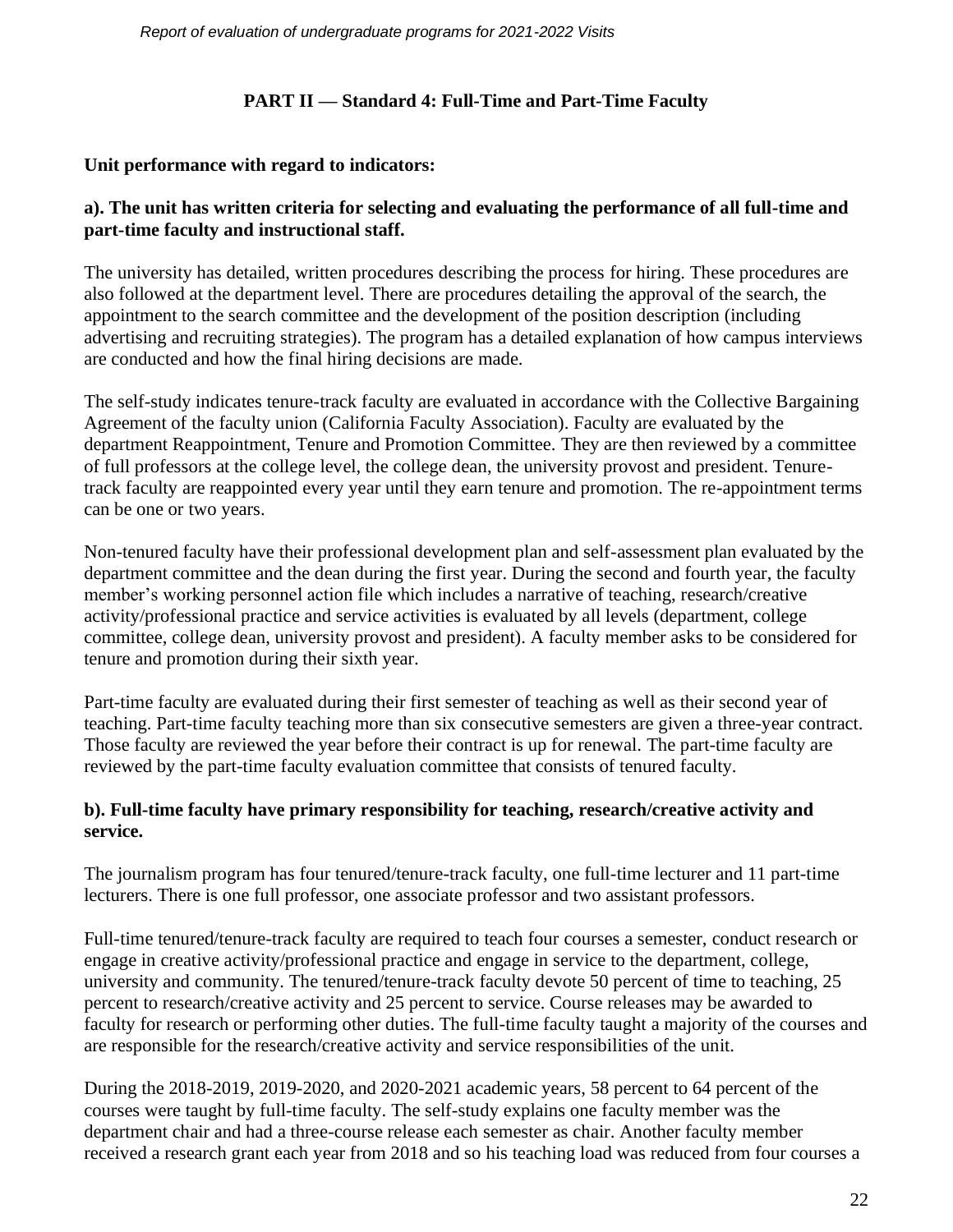## PART II — Standard 4: Full-Time and Part-Time Faculty

**Unit performance with regard to indicators:**

**a). The unit has written criteria for selecting and evaluating the performance of all full-time and part-time faculty and instructional staff.**

The university has detailed, written procedures describing the process for hiring. These procedures are also followed at the department level. There are procedures detailing the approval of the search, the appointment to the search committee and the development of the position description (including advertising and recruiting strategies). The program has a detailed explanation of how campus interviews are conducted and how the final hiring decisions are made.

The self-study indicates tenure-track faculty are evaluated in accordance with the Collective Bargaining Agreement of the faculty union (California Faculty Association). Faculty are evaluated by the department Reappointment, Tenure and Promotion Committee. They are then reviewed by a committee of full professors at the college level, the college dean, the university provost and president. Tenure-track faculty are reappointed every year until they earn tenure and promotion. The re-appointment terms can be one or two years.

Non-tenured faculty have their professional development plan and self-assessment plan evaluated by the department committee and the dean during the first year. During the second and fourth year, the faculty member's working personnel action file which includes a narrative of teaching, research/creative activity/professional practice and service activities is evaluated by all levels (department, college committee, college dean, university provost and president). A faculty member asks to be considered for tenure and promotion during their sixth year.

Part-time faculty are evaluated during their first semester of teaching as well as their second year of teaching. Part-time faculty teaching more than six consecutive semesters are given a three-year contract. Those faculty are reviewed the year before their contract is up for renewal. The part-time faculty are reviewed by the part-time faculty evaluation committee that consists of tenured faculty.

**b). Full-time faculty have primary responsibility for teaching, research/creative activity and service.**

The journalism program has four tenured/tenure-track faculty, one full-time lecturer and 11 part-time lecturers. There is one full professor, one associate professor and two assistant professors.

Full-time tenured/tenure-track faculty are required to teach four courses a semester, conduct research or engage in creative activity/professional practice and engage in service to the department, college, university and community. The tenured/tenure-track faculty devote 50 percent of time to teaching, 25 percent to research/creative activity and 25 percent to service. Course releases may be awarded to faculty for research or performing other duties. The full-time faculty taught a majority of the courses and are responsible for the research/creative activity and service responsibilities of the unit.

During the 2018-2019, 2019-2020, and 2020-2021 academic years, 58 percent to 64 percent of the courses were taught by full-time faculty. The self-study explains one faculty member was the department chair and had a three-course release each semester as chair. Another faculty member received a research grant each year from 2018 and so his teaching load was reduced from four courses a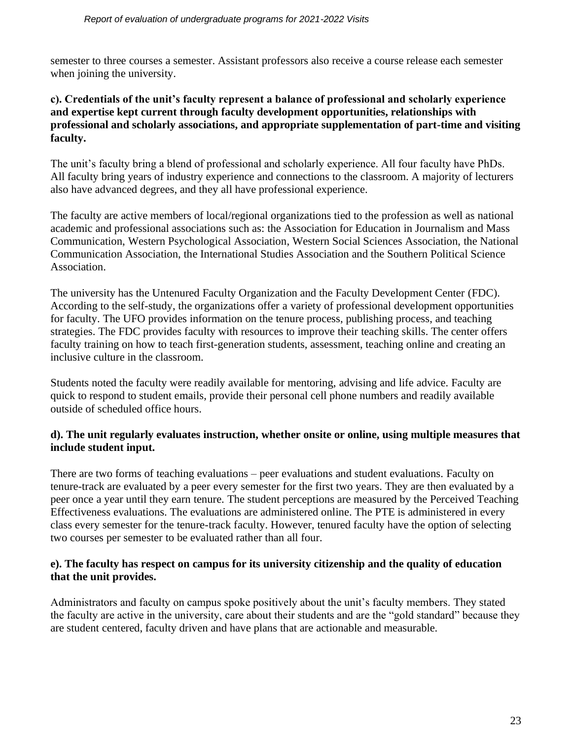semester to three courses a semester. Assistant professors also receive a course release each semester when joining the university.

**c). Credentials of the unit's faculty represent a balance of professional and scholarly experience and expertise kept current through faculty development opportunities, relationships with professional and scholarly associations, and appropriate supplementation of part-time and visiting faculty.**

The unit's faculty bring a blend of professional and scholarly experience. All four faculty have PhDs. All faculty bring years of industry experience and connections to the classroom. A majority of lecturers also have advanced degrees, and they all have professional experience.

The faculty are active members of local/regional organizations tied to the profession as well as national academic and professional associations such as: the Association for Education in Journalism and Mass Communication, Western Psychological Association, Western Social Sciences Association, the National Communication Association, the International Studies Association and the Southern Political Science Association.

The university has the Untenured Faculty Organization and the Faculty Development Center (FDC). According to the self-study, the organizations offer a variety of professional development opportunities for faculty. The UFO provides information on the tenure process, publishing process, and teaching strategies. The FDC provides faculty with resources to improve their teaching skills. The center offers faculty training on how to teach first-generation students, assessment, teaching online and creating an inclusive culture in the classroom.

Students noted the faculty were readily available for mentoring, advising and life advice. Faculty are quick to respond to student emails, provide their personal cell phone numbers and readily available outside of scheduled office hours.

**d). The unit regularly evaluates instruction, whether onsite or online, using multiple measures that include student input.**

There are two forms of teaching evaluations – peer evaluations and student evaluations. Faculty on tenure-track are evaluated by a peer every semester for the first two years. They are then evaluated by a peer once a year until they earn tenure. The student perceptions are measured by the Perceived Teaching Effectiveness evaluations. The evaluations are administered online. The PTE is administered in every class every semester for the tenure-track faculty. However, tenured faculty have the option of selecting two courses per semester to be evaluated rather than all four.

**e). The faculty has respect on campus for its university citizenship and the quality of education that the unit provides.**

Administrators and faculty on campus spoke positively about the unit's faculty members. They stated the faculty are active in the university, care about their students and are the "gold standard" because they are student centered, faculty driven and have plans that are actionable and measurable.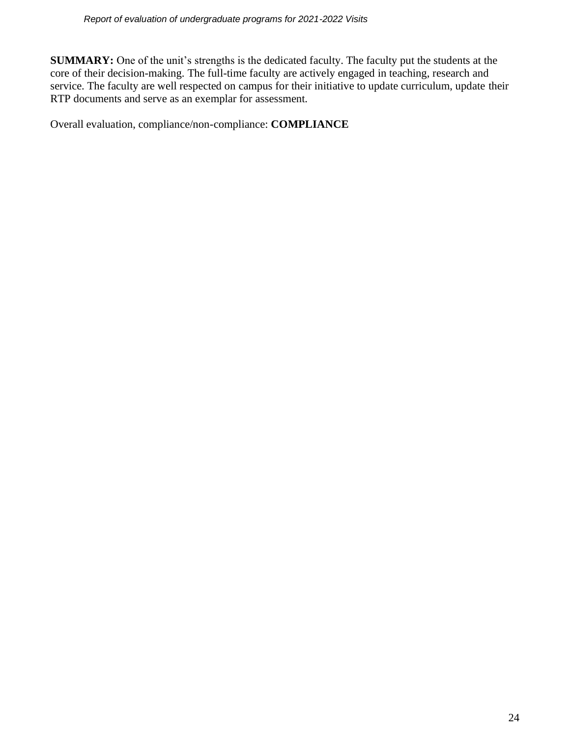**SUMMARY:** One of the unit's strengths is the dedicated faculty. The faculty put the students at the core of their decision-making. The full-time faculty are actively engaged in teaching, research and service. The faculty are well respected on campus for their initiative to update curriculum, update their RTP documents and serve as an exemplar for assessment.

Overall evaluation, compliance/non-compliance: **COMPLIANCE**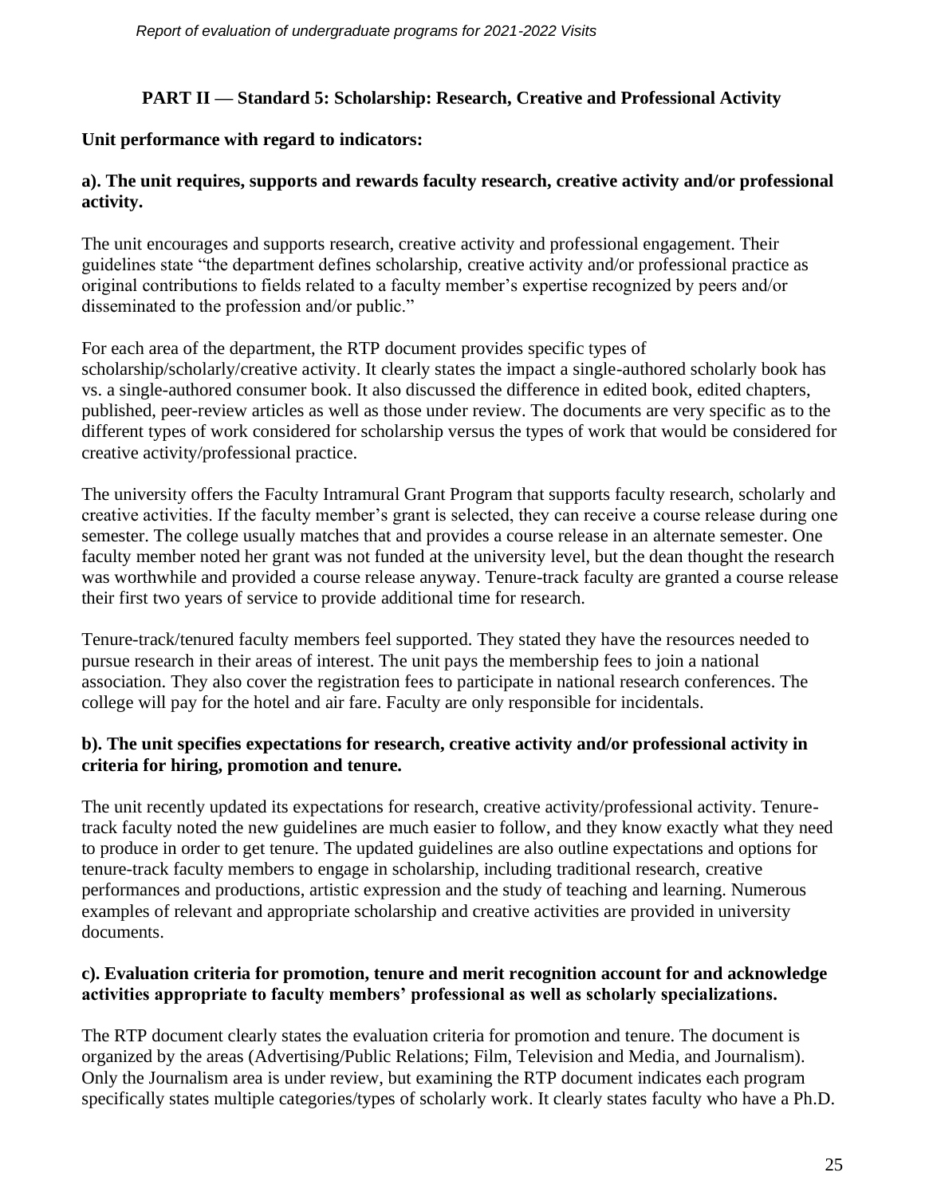**PART II — Standard 5: Scholarship: Research, Creative and Professional Activity**

**Unit performance with regard to indicators:**

**a). The unit requires, supports and rewards faculty research, creative activity and/or professional activity.**

The unit encourages and supports research, creative activity and professional engagement. Their guidelines state "the department defines scholarship, creative activity and/or professional practice as original contributions to fields related to a faculty member's expertise recognized by peers and/or disseminated to the profession and/or public."

For each area of the department, the RTP document provides specific types of scholarship/scholarly/creative activity. It clearly states the impact a single-authored scholarly book has vs. a single-authored consumer book. It also discussed the difference in edited book, edited chapters, published, peer-review articles as well as those under review. The documents are very specific as to the different types of work considered for scholarship versus the types of work that would be considered for creative activity/professional practice.

The university offers the Faculty Intramural Grant Program that supports faculty research, scholarly and creative activities. If the faculty member's grant is selected, they can receive a course release during one semester. The college usually matches that and provides a course release in an alternate semester. One faculty member noted her grant was not funded at the university level, but the dean thought the research was worthwhile and provided a course release anyway. Tenure-track faculty are granted a course release their first two years of service to provide additional time for research.

Tenure-track/tenured faculty members feel supported. They stated they have the resources needed to pursue research in their areas of interest. The unit pays the membership fees to join a national association. They also cover the registration fees to participate in national research conferences. The college will pay for the hotel and air fare. Faculty are only responsible for incidentals.

**b). The unit specifies expectations for research, creative activity and/or professional activity in criteria for hiring, promotion and tenure.**

The unit recently updated its expectations for research, creative activity/professional activity. Tenure-track faculty noted the new guidelines are much easier to follow, and they know exactly what they need to produce in order to get tenure. The updated guidelines are also outline expectations and options for tenure-track faculty members to engage in scholarship, including traditional research, creative performances and productions, artistic expression and the study of teaching and learning. Numerous examples of relevant and appropriate scholarship and creative activities are provided in university documents.

**c). Evaluation criteria for promotion, tenure and merit recognition account for and acknowledge activities appropriate to faculty members' professional as well as scholarly specializations.**

The RTP document clearly states the evaluation criteria for promotion and tenure. The document is organized by the areas (Advertising/Public Relations; Film, Television and Media, and Journalism). Only the Journalism area is under review, but examining the RTP document indicates each program specifically states multiple categories/types of scholarly work. It clearly states faculty who have a Ph.D.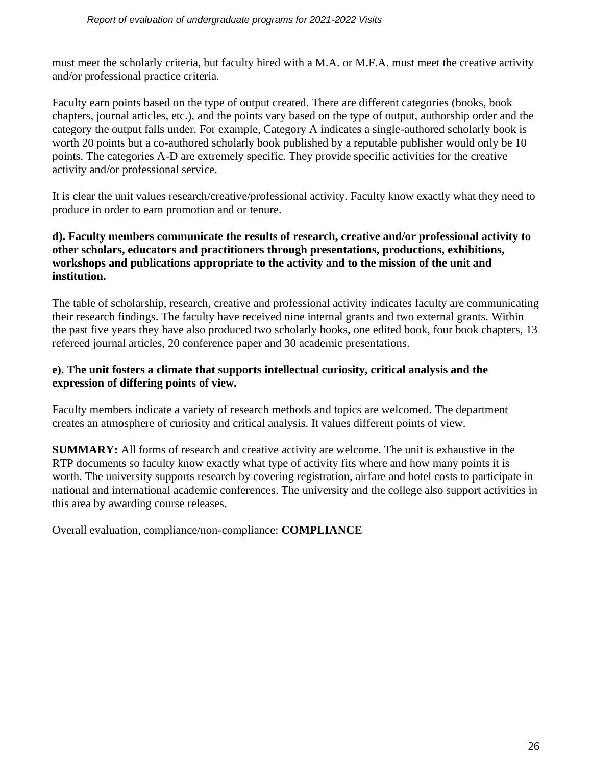must meet the scholarly criteria, but faculty hired with a M.A. or M.F.A. must meet the creative activity and/or professional practice criteria.

Faculty earn points based on the type of output created. There are different categories (books, book chapters, journal articles, etc.), and the points vary based on the type of output, authorship order and the category the output falls under. For example, Category A indicates a single-authored scholarly book is worth 20 points but a co-authored scholarly book published by a reputable publisher would only be 10 points. The categories A-D are extremely specific. They provide specific activities for the creative activity and/or professional service.

It is clear the unit values research/creative/professional activity. Faculty know exactly what they need to produce in order to earn promotion and or tenure.

**d). Faculty members communicate the results of research, creative and/or professional activity to other scholars, educators and practitioners through presentations, productions, exhibitions, workshops and publications appropriate to the activity and to the mission of the unit and institution.**

The table of scholarship, research, creative and professional activity indicates faculty are communicating their research findings. The faculty have received nine internal grants and two external grants. Within the past five years they have also produced two scholarly books, one edited book, four book chapters, 13 refereed journal articles, 20 conference paper and 30 academic presentations.

**e). The unit fosters a climate that supports intellectual curiosity, critical analysis and the expression of differing points of view.**

Faculty members indicate a variety of research methods and topics are welcomed. The department creates an atmosphere of curiosity and critical analysis. It values different points of view.

**SUMMARY:** All forms of research and creative activity are welcome. The unit is exhaustive in the RTP documents so faculty know exactly what type of activity fits where and how many points it is worth. The university supports research by covering registration, airfare and hotel costs to participate in national and international academic conferences. The university and the college also support activities in this area by awarding course releases.

Overall evaluation, compliance/non-compliance: **COMPLIANCE**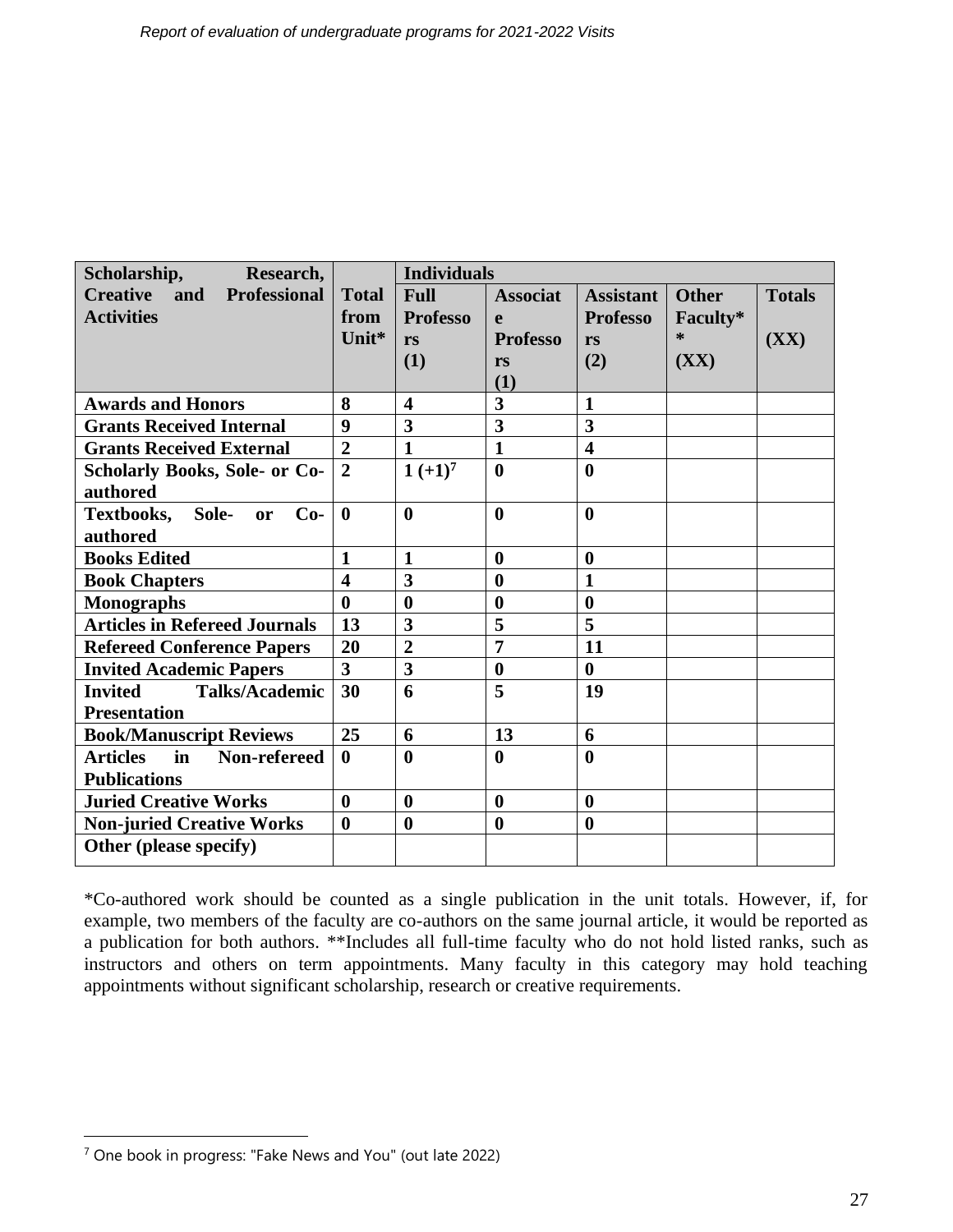| Scholarship, Research, Creative and Professional Activities | Total from Unit* | Individuals | | | | |
|---|---|---|---|---|---|---|
| | | Full Professors (1) | Associate Professors (1) | Assistant Professors (2) | Other Faculty** (XX) | Totals (XX) |
| **Awards and Honors** | **8** | **4** | **3** | **1** | | |
| **Grants Received Internal** | **9** | **3** | **3** | **3** | | |
| **Grants Received External** | **2** | **1** | **1** | **4** | | |
| **Scholarly Books, Sole- or Co-authored** | **2** | **1 (+1)[7]** | **0** | **0** | | |
| **Textbooks, Sole- or Co-authored** | **0** | **0** | **0** | **0** | | |
| **Books Edited** | **1** | **1** | **0** | **0** | | |
| **Book Chapters** | **4** | **3** | **0** | **1** | | |
| **Monographs** | **0** | **0** | **0** | **0** | | |
| **Articles in Refereed Journals** | **13** | **3** | **5** | **5** | | |
| **Refereed Conference Papers** | **20** | **2** | **7** | **11** | | |
| **Invited Academic Papers** | **3** | **3** | **0** | **0** | | |
| **Invited Talks/Academic Presentation** | **30** | **6** | **5** | **19** | | |
| **Book/Manuscript Reviews** | **25** | **6** | **13** | **6** | | |
| **Articles in Non-refereed Publications** | **0** | **0** | **0** | **0** | | |
| **Juried Creative Works** | **0** | **0** | **0** | **0** | | |
| **Non-juried Creative Works** | **0** | **0** | **0** | **0** | | |
| **Other (please specify)** | | | | | | |

*Co-authored work should be counted as a single publication in the unit totals. However, if, for example, two members of the faculty are co-authors on the same journal article, it would be reported as a publication for both authors. **Includes all full-time faculty who do not hold listed ranks, such as instructors and others on term appointments. Many faculty in this category may hold teaching appointments without significant scholarship, research or creative requirements.

[7] One book in progress: "Fake News and You" (out late 2022)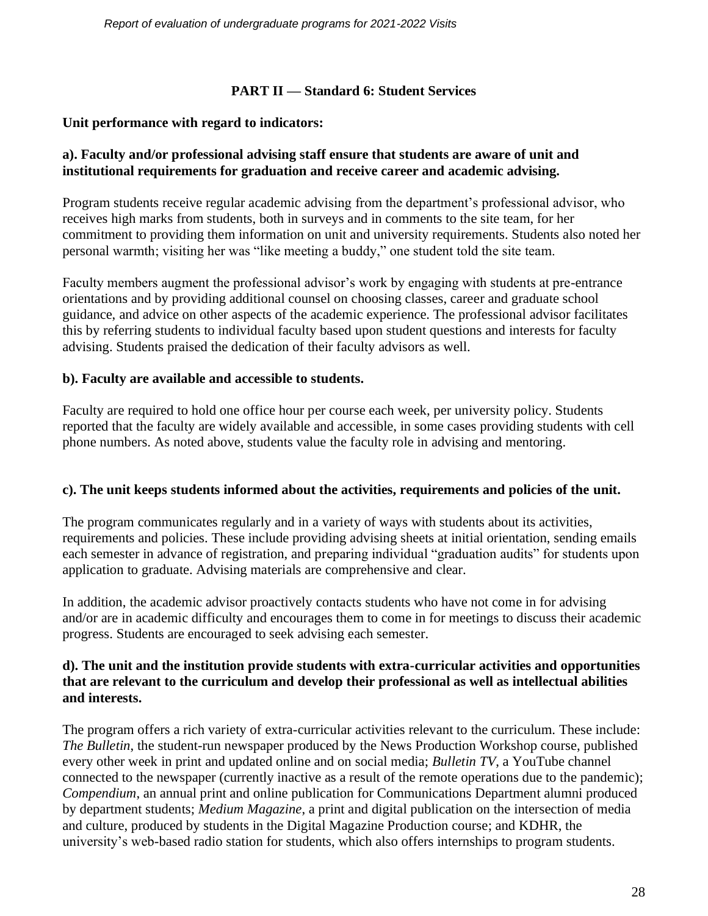## PART II — Standard 6: Student Services

**Unit performance with regard to indicators:**

**a). Faculty and/or professional advising staff ensure that students are aware of unit and institutional requirements for graduation and receive career and academic advising.**

Program students receive regular academic advising from the department's professional advisor, who receives high marks from students, both in surveys and in comments to the site team, for her commitment to providing them information on unit and university requirements. Students also noted her personal warmth; visiting her was "like meeting a buddy," one student told the site team.

Faculty members augment the professional advisor's work by engaging with students at pre-entrance orientations and by providing additional counsel on choosing classes, career and graduate school guidance, and advice on other aspects of the academic experience. The professional advisor facilitates this by referring students to individual faculty based upon student questions and interests for faculty advising. Students praised the dedication of their faculty advisors as well.

**b). Faculty are available and accessible to students.**

Faculty are required to hold one office hour per course each week, per university policy. Students reported that the faculty are widely available and accessible, in some cases providing students with cell phone numbers. As noted above, students value the faculty role in advising and mentoring.

**c). The unit keeps students informed about the activities, requirements and policies of the unit.**

The program communicates regularly and in a variety of ways with students about its activities, requirements and policies. These include providing advising sheets at initial orientation, sending emails each semester in advance of registration, and preparing individual "graduation audits" for students upon application to graduate. Advising materials are comprehensive and clear.

In addition, the academic advisor proactively contacts students who have not come in for advising and/or are in academic difficulty and encourages them to come in for meetings to discuss their academic progress. Students are encouraged to seek advising each semester.

**d). The unit and the institution provide students with extra-curricular activities and opportunities that are relevant to the curriculum and develop their professional as well as intellectual abilities and interests.**

The program offers a rich variety of extra-curricular activities relevant to the curriculum. These include: *The Bulletin*, the student-run newspaper produced by the News Production Workshop course, published every other week in print and updated online and on social media; *Bulletin TV*, a YouTube channel connected to the newspaper (currently inactive as a result of the remote operations due to the pandemic); *Compendium*, an annual print and online publication for Communications Department alumni produced by department students; *Medium Magazine*, a print and digital publication on the intersection of media and culture, produced by students in the Digital Magazine Production course; and KDHR, the university's web-based radio station for students, which also offers internships to program students.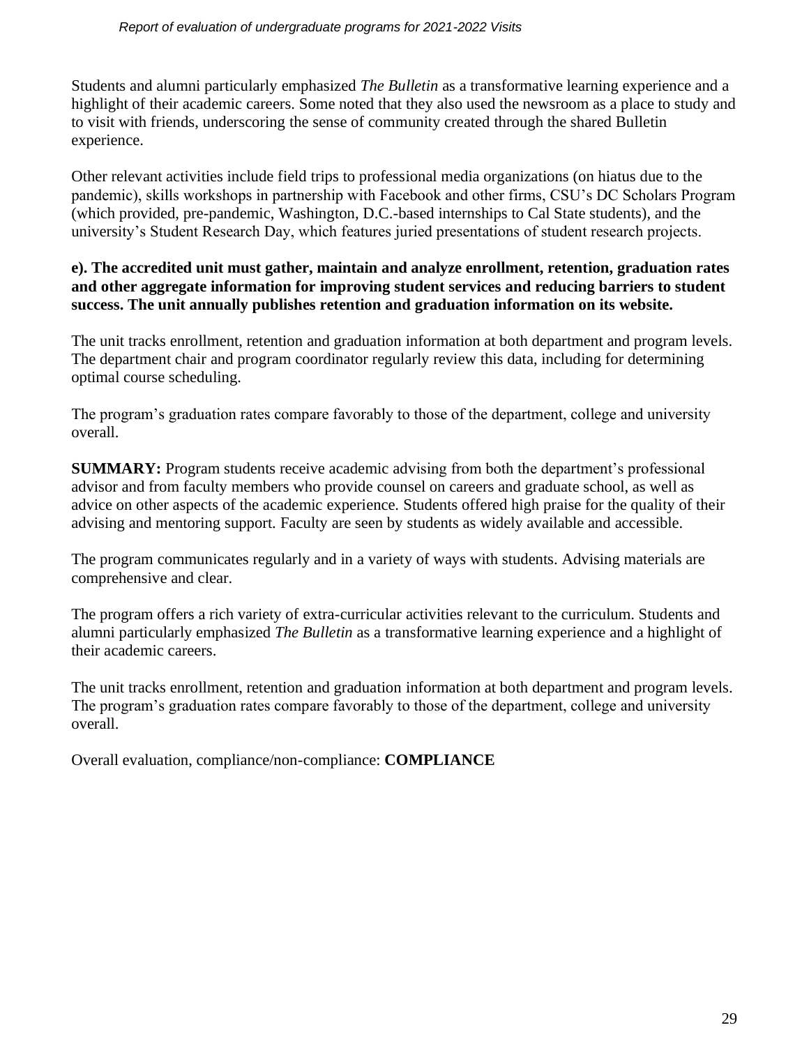Students and alumni particularly emphasized *The Bulletin* as a transformative learning experience and a highlight of their academic careers. Some noted that they also used the newsroom as a place to study and to visit with friends, underscoring the sense of community created through the shared Bulletin experience.

Other relevant activities include field trips to professional media organizations (on hiatus due to the pandemic), skills workshops in partnership with Facebook and other firms, CSU's DC Scholars Program (which provided, pre-pandemic, Washington, D.C.-based internships to Cal State students), and the university's Student Research Day, which features juried presentations of student research projects.

**e). The accredited unit must gather, maintain and analyze enrollment, retention, graduation rates and other aggregate information for improving student services and reducing barriers to student success. The unit annually publishes retention and graduation information on its website.**

The unit tracks enrollment, retention and graduation information at both department and program levels. The department chair and program coordinator regularly review this data, including for determining optimal course scheduling.

The program's graduation rates compare favorably to those of the department, college and university overall.

**SUMMARY:** Program students receive academic advising from both the department's professional advisor and from faculty members who provide counsel on careers and graduate school, as well as advice on other aspects of the academic experience. Students offered high praise for the quality of their advising and mentoring support. Faculty are seen by students as widely available and accessible.

The program communicates regularly and in a variety of ways with students. Advising materials are comprehensive and clear.

The program offers a rich variety of extra-curricular activities relevant to the curriculum. Students and alumni particularly emphasized *The Bulletin* as a transformative learning experience and a highlight of their academic careers.

The unit tracks enrollment, retention and graduation information at both department and program levels. The program's graduation rates compare favorably to those of the department, college and university overall.

Overall evaluation, compliance/non-compliance: **COMPLIANCE**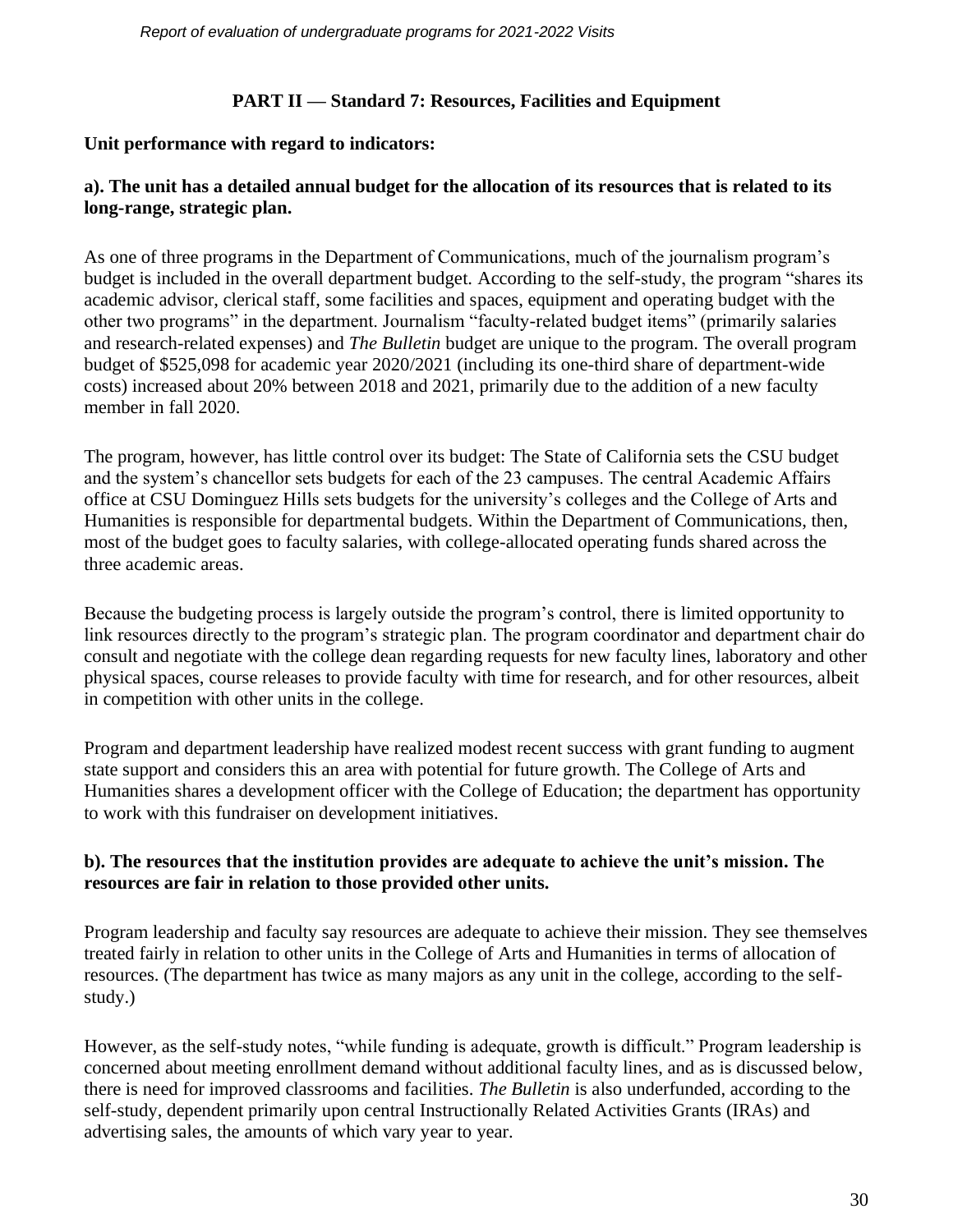## PART II — Standard 7: Resources, Facilities and Equipment

**Unit performance with regard to indicators:**

**a). The unit has a detailed annual budget for the allocation of its resources that is related to its long-range, strategic plan.**

As one of three programs in the Department of Communications, much of the journalism program's budget is included in the overall department budget. According to the self-study, the program "shares its academic advisor, clerical staff, some facilities and spaces, equipment and operating budget with the other two programs" in the department. Journalism "faculty-related budget items" (primarily salaries and research-related expenses) and *The Bulletin* budget are unique to the program. The overall program budget of $525,098 for academic year 2020/2021 (including its one-third share of department-wide costs) increased about 20% between 2018 and 2021, primarily due to the addition of a new faculty member in fall 2020.

The program, however, has little control over its budget: The State of California sets the CSU budget and the system's chancellor sets budgets for each of the 23 campuses. The central Academic Affairs office at CSU Dominguez Hills sets budgets for the university's colleges and the College of Arts and Humanities is responsible for departmental budgets. Within the Department of Communications, then, most of the budget goes to faculty salaries, with college-allocated operating funds shared across the three academic areas.

Because the budgeting process is largely outside the program's control, there is limited opportunity to link resources directly to the program's strategic plan. The program coordinator and department chair do consult and negotiate with the college dean regarding requests for new faculty lines, laboratory and other physical spaces, course releases to provide faculty with time for research, and for other resources, albeit in competition with other units in the college.

Program and department leadership have realized modest recent success with grant funding to augment state support and considers this an area with potential for future growth. The College of Arts and Humanities shares a development officer with the College of Education; the department has opportunity to work with this fundraiser on development initiatives.

**b). The resources that the institution provides are adequate to achieve the unit's mission. The resources are fair in relation to those provided other units.**

Program leadership and faculty say resources are adequate to achieve their mission. They see themselves treated fairly in relation to other units in the College of Arts and Humanities in terms of allocation of resources. (The department has twice as many majors as any unit in the college, according to the self-study.)

However, as the self-study notes, "while funding is adequate, growth is difficult." Program leadership is concerned about meeting enrollment demand without additional faculty lines, and as is discussed below, there is need for improved classrooms and facilities. *The Bulletin* is also underfunded, according to the self-study, dependent primarily upon central Instructionally Related Activities Grants (IRAs) and advertising sales, the amounts of which vary year to year.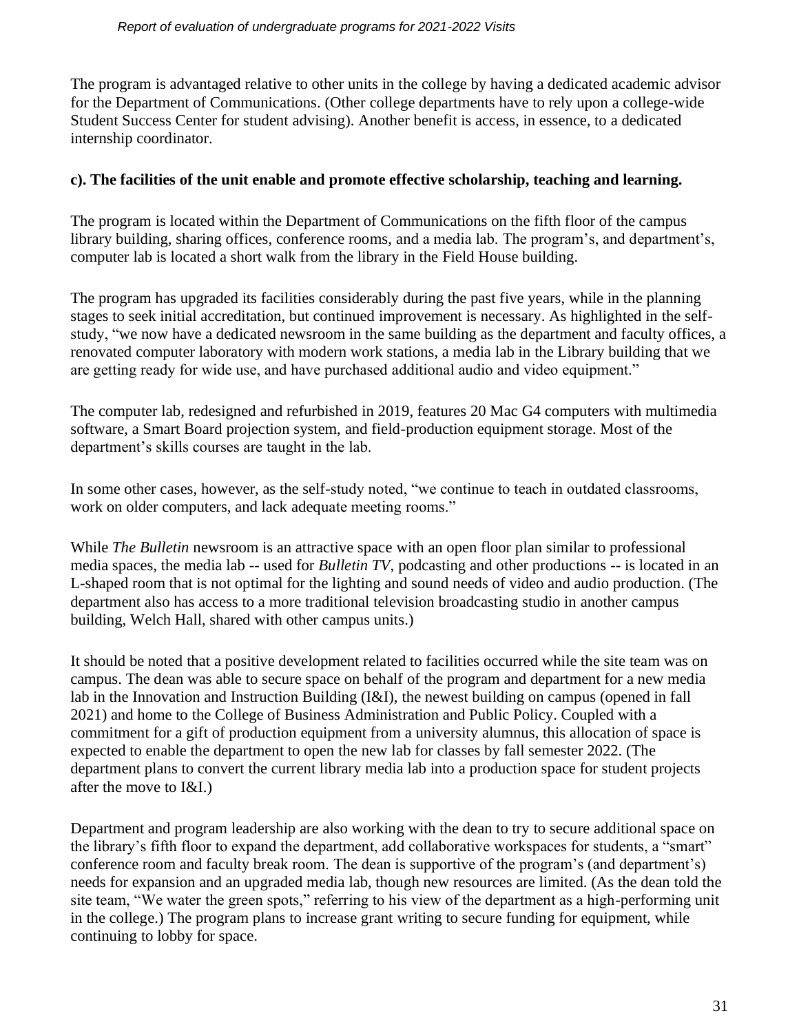The program is advantaged relative to other units in the college by having a dedicated academic advisor for the Department of Communications. (Other college departments have to rely upon a college-wide Student Success Center for student advising). Another benefit is access, in essence, to a dedicated internship coordinator.

**c). The facilities of the unit enable and promote effective scholarship, teaching and learning.**

The program is located within the Department of Communications on the fifth floor of the campus library building, sharing offices, conference rooms, and a media lab. The program's, and department's, computer lab is located a short walk from the library in the Field House building.

The program has upgraded its facilities considerably during the past five years, while in the planning stages to seek initial accreditation, but continued improvement is necessary. As highlighted in the self-study, "we now have a dedicated newsroom in the same building as the department and faculty offices, a renovated computer laboratory with modern work stations, a media lab in the Library building that we are getting ready for wide use, and have purchased additional audio and video equipment."

The computer lab, redesigned and refurbished in 2019, features 20 Mac G4 computers with multimedia software, a Smart Board projection system, and field-production equipment storage. Most of the department's skills courses are taught in the lab.

In some other cases, however, as the self-study noted, "we continue to teach in outdated classrooms, work on older computers, and lack adequate meeting rooms."

While *The Bulletin* newsroom is an attractive space with an open floor plan similar to professional media spaces, the media lab -- used for *Bulletin TV*, podcasting and other productions -- is located in an L-shaped room that is not optimal for the lighting and sound needs of video and audio production. (The department also has access to a more traditional television broadcasting studio in another campus building, Welch Hall, shared with other campus units.)

It should be noted that a positive development related to facilities occurred while the site team was on campus. The dean was able to secure space on behalf of the program and department for a new media lab in the Innovation and Instruction Building (I&I), the newest building on campus (opened in fall 2021) and home to the College of Business Administration and Public Policy. Coupled with a commitment for a gift of production equipment from a university alumnus, this allocation of space is expected to enable the department to open the new lab for classes by fall semester 2022. (The department plans to convert the current library media lab into a production space for student projects after the move to I&I.)

Department and program leadership are also working with the dean to try to secure additional space on the library's fifth floor to expand the department, add collaborative workspaces for students, a "smart" conference room and faculty break room. The dean is supportive of the program's (and department's) needs for expansion and an upgraded media lab, though new resources are limited. (As the dean told the site team, "We water the green spots," referring to his view of the department as a high-performing unit in the college.) The program plans to increase grant writing to secure funding for equipment, while continuing to lobby for space.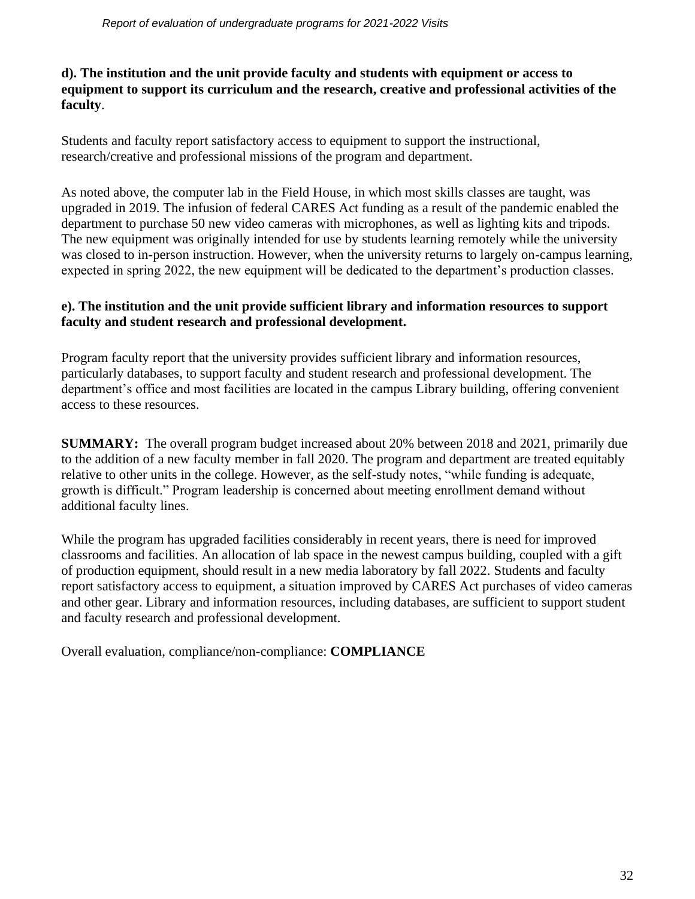**d). The institution and the unit provide faculty and students with equipment or access to equipment to support its curriculum and the research, creative and professional activities of the faculty**.

Students and faculty report satisfactory access to equipment to support the instructional, research/creative and professional missions of the program and department.

As noted above, the computer lab in the Field House, in which most skills classes are taught, was upgraded in 2019. The infusion of federal CARES Act funding as a result of the pandemic enabled the department to purchase 50 new video cameras with microphones, as well as lighting kits and tripods. The new equipment was originally intended for use by students learning remotely while the university was closed to in-person instruction. However, when the university returns to largely on-campus learning, expected in spring 2022, the new equipment will be dedicated to the department's production classes.

**e). The institution and the unit provide sufficient library and information resources to support faculty and student research and professional development.**

Program faculty report that the university provides sufficient library and information resources, particularly databases, to support faculty and student research and professional development. The department's office and most facilities are located in the campus Library building, offering convenient access to these resources.

**SUMMARY:** The overall program budget increased about 20% between 2018 and 2021, primarily due to the addition of a new faculty member in fall 2020. The program and department are treated equitably relative to other units in the college. However, as the self-study notes, "while funding is adequate, growth is difficult." Program leadership is concerned about meeting enrollment demand without additional faculty lines.

While the program has upgraded facilities considerably in recent years, there is need for improved classrooms and facilities. An allocation of lab space in the newest campus building, coupled with a gift of production equipment, should result in a new media laboratory by fall 2022. Students and faculty report satisfactory access to equipment, a situation improved by CARES Act purchases of video cameras and other gear. Library and information resources, including databases, are sufficient to support student and faculty research and professional development.

Overall evaluation, compliance/non-compliance: **COMPLIANCE**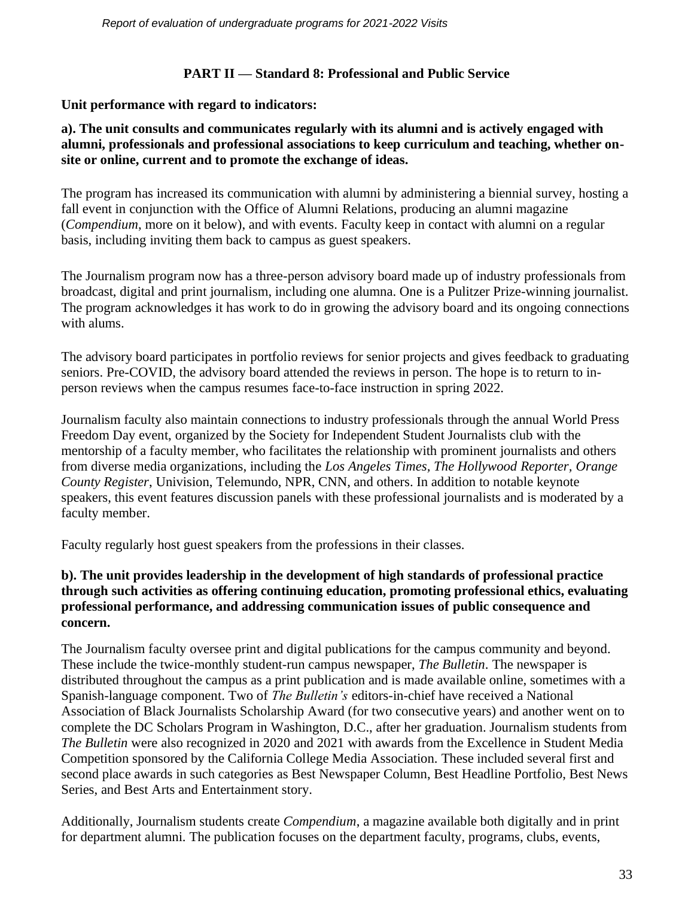## PART II — Standard 8: Professional and Public Service

**Unit performance with regard to indicators:**

**a). The unit consults and communicates regularly with its alumni and is actively engaged with alumni, professionals and professional associations to keep curriculum and teaching, whether on-site or online, current and to promote the exchange of ideas.**

The program has increased its communication with alumni by administering a biennial survey, hosting a fall event in conjunction with the Office of Alumni Relations, producing an alumni magazine (*Compendium*, more on it below), and with events. Faculty keep in contact with alumni on a regular basis, including inviting them back to campus as guest speakers.

The Journalism program now has a three-person advisory board made up of industry professionals from broadcast, digital and print journalism, including one alumna. One is a Pulitzer Prize-winning journalist. The program acknowledges it has work to do in growing the advisory board and its ongoing connections with alums.

The advisory board participates in portfolio reviews for senior projects and gives feedback to graduating seniors. Pre-COVID, the advisory board attended the reviews in person. The hope is to return to in-person reviews when the campus resumes face-to-face instruction in spring 2022.

Journalism faculty also maintain connections to industry professionals through the annual World Press Freedom Day event, organized by the Society for Independent Student Journalists club with the mentorship of a faculty member, who facilitates the relationship with prominent journalists and others from diverse media organizations, including the *Los Angeles Times, The Hollywood Reporter, Orange County Register*, Univision, Telemundo, NPR, CNN, and others. In addition to notable keynote speakers, this event features discussion panels with these professional journalists and is moderated by a faculty member.

Faculty regularly host guest speakers from the professions in their classes.

**b). The unit provides leadership in the development of high standards of professional practice through such activities as offering continuing education, promoting professional ethics, evaluating professional performance, and addressing communication issues of public consequence and concern.**

The Journalism faculty oversee print and digital publications for the campus community and beyond. These include the twice-monthly student-run campus newspaper, *The Bulletin*. The newspaper is distributed throughout the campus as a print publication and is made available online, sometimes with a Spanish-language component. Two of *The Bulletin's* editors-in-chief have received a National Association of Black Journalists Scholarship Award (for two consecutive years) and another went on to complete the DC Scholars Program in Washington, D.C., after her graduation. Journalism students from *The Bulletin* were also recognized in 2020 and 2021 with awards from the Excellence in Student Media Competition sponsored by the California College Media Association. These included several first and second place awards in such categories as Best Newspaper Column, Best Headline Portfolio, Best News Series, and Best Arts and Entertainment story.

Additionally, Journalism students create *Compendium*, a magazine available both digitally and in print for department alumni. The publication focuses on the department faculty, programs, clubs, events,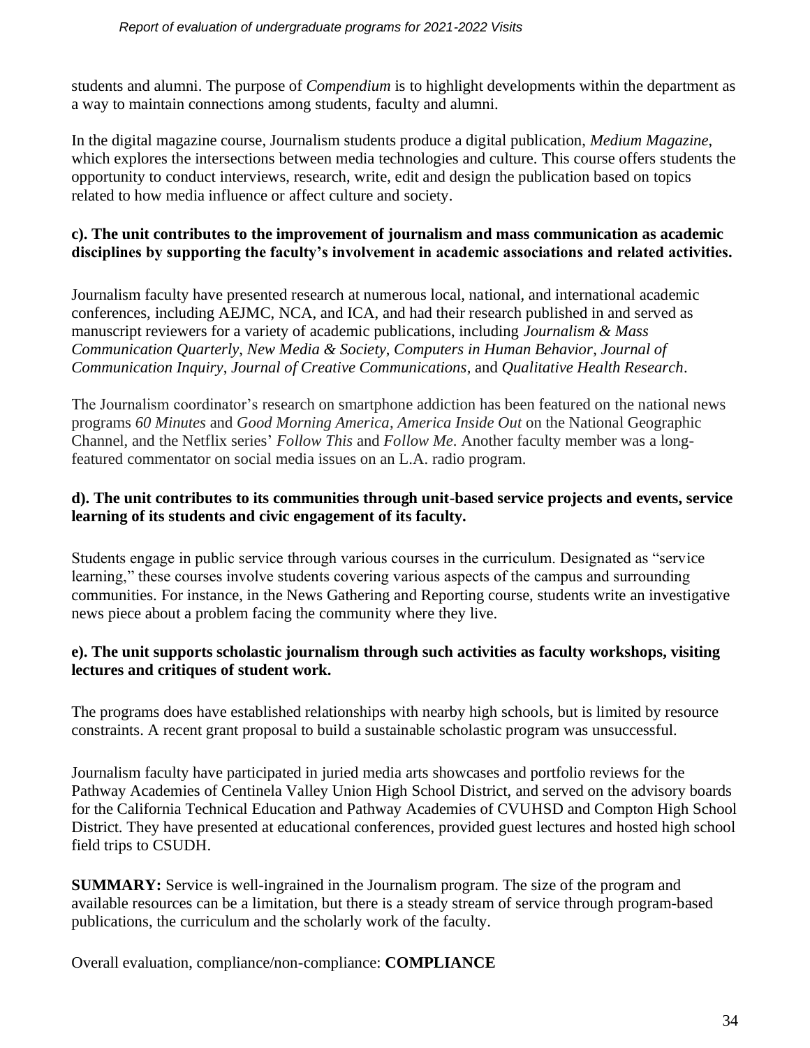students and alumni. The purpose of *Compendium* is to highlight developments within the department as a way to maintain connections among students, faculty and alumni.

In the digital magazine course, Journalism students produce a digital publication, *Medium Magazine*, which explores the intersections between media technologies and culture. This course offers students the opportunity to conduct interviews, research, write, edit and design the publication based on topics related to how media influence or affect culture and society.

**c). The unit contributes to the improvement of journalism and mass communication as academic disciplines by supporting the faculty's involvement in academic associations and related activities.**

Journalism faculty have presented research at numerous local, national, and international academic conferences, including AEJMC, NCA, and ICA, and had their research published in and served as manuscript reviewers for a variety of academic publications, including *Journalism & Mass Communication Quarterly*, *New Media & Society*, *Computers in Human Behavior*, *Journal of Communication Inquiry*, *Journal of Creative Communications*, and *Qualitative Health Research*.

The Journalism coordinator's research on smartphone addiction has been featured on the national news programs *60 Minutes* and *Good Morning America*, *America Inside Out* on the National Geographic Channel, and the Netflix series' *Follow This* and *Follow Me*. Another faculty member was a long-featured commentator on social media issues on an L.A. radio program.

**d). The unit contributes to its communities through unit-based service projects and events, service learning of its students and civic engagement of its faculty.**

Students engage in public service through various courses in the curriculum. Designated as "service learning," these courses involve students covering various aspects of the campus and surrounding communities. For instance, in the News Gathering and Reporting course, students write an investigative news piece about a problem facing the community where they live.

**e). The unit supports scholastic journalism through such activities as faculty workshops, visiting lectures and critiques of student work.**

The programs does have established relationships with nearby high schools, but is limited by resource constraints. A recent grant proposal to build a sustainable scholastic program was unsuccessful.

Journalism faculty have participated in juried media arts showcases and portfolio reviews for the Pathway Academies of Centinela Valley Union High School District, and served on the advisory boards for the California Technical Education and Pathway Academies of CVUHSD and Compton High School District. They have presented at educational conferences, provided guest lectures and hosted high school field trips to CSUDH.

**SUMMARY:** Service is well-ingrained in the Journalism program. The size of the program and available resources can be a limitation, but there is a steady stream of service through program-based publications, the curriculum and the scholarly work of the faculty.

Overall evaluation, compliance/non-compliance: **COMPLIANCE**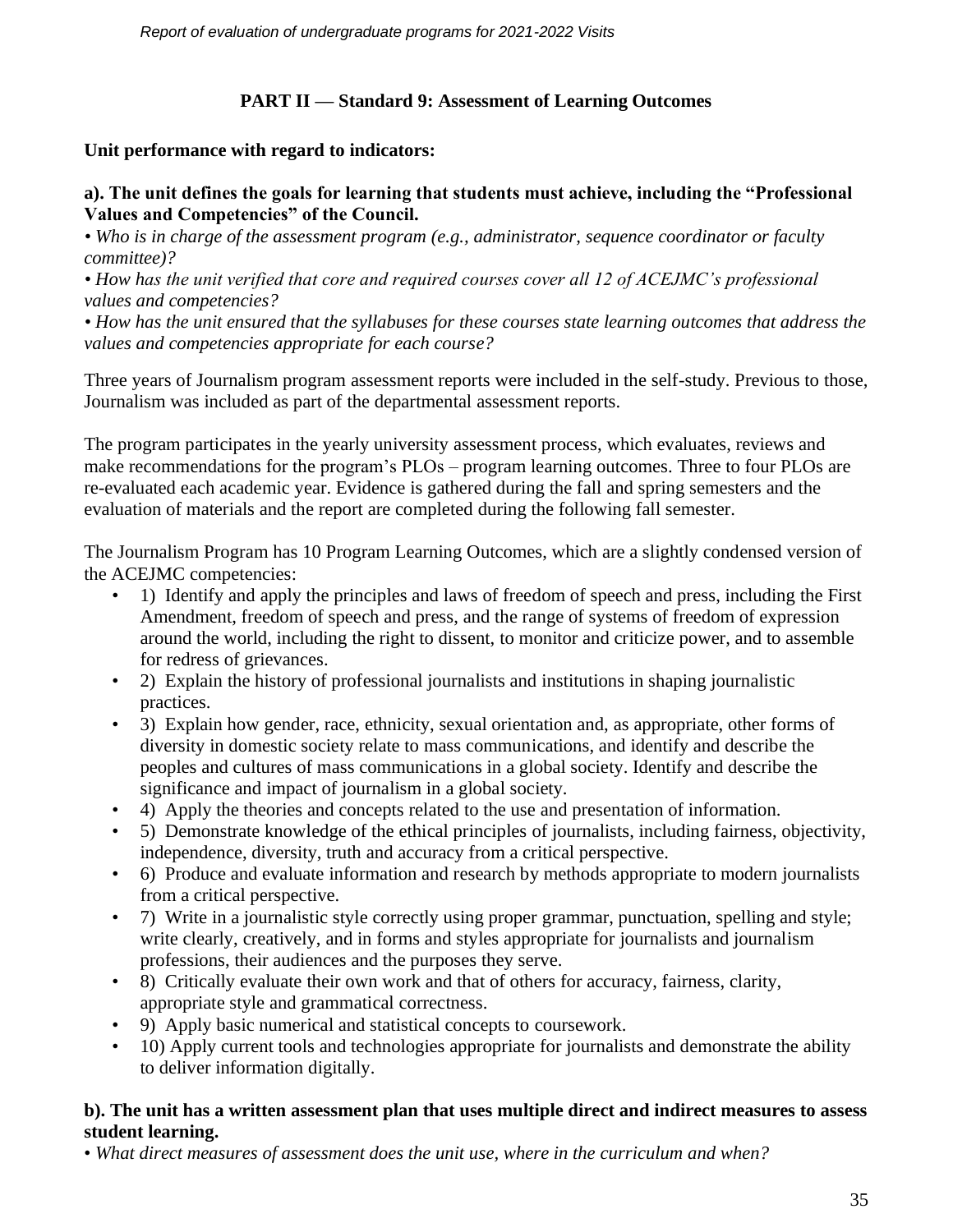## PART II — Standard 9: Assessment of Learning Outcomes

**Unit performance with regard to indicators:**

**a). The unit defines the goals for learning that students must achieve, including the "Professional Values and Competencies" of the Council.**

*• Who is in charge of the assessment program (e.g., administrator, sequence coordinator or faculty committee)?*

*• How has the unit verified that core and required courses cover all 12 of ACEJMC's professional values and competencies?*

*• How has the unit ensured that the syllabuses for these courses state learning outcomes that address the values and competencies appropriate for each course?*

Three years of Journalism program assessment reports were included in the self-study. Previous to those, Journalism was included as part of the departmental assessment reports.

The program participates in the yearly university assessment process, which evaluates, reviews and make recommendations for the program's PLOs – program learning outcomes. Three to four PLOs are re-evaluated each academic year. Evidence is gathered during the fall and spring semesters and the evaluation of materials and the report are completed during the following fall semester.

The Journalism Program has 10 Program Learning Outcomes, which are a slightly condensed version of the ACEJMC competencies:

- 1) Identify and apply the principles and laws of freedom of speech and press, including the First Amendment, freedom of speech and press, and the range of systems of freedom of expression around the world, including the right to dissent, to monitor and criticize power, and to assemble for redress of grievances.
- 2) Explain the history of professional journalists and institutions in shaping journalistic practices.
- 3) Explain how gender, race, ethnicity, sexual orientation and, as appropriate, other forms of diversity in domestic society relate to mass communications, and identify and describe the peoples and cultures of mass communications in a global society. Identify and describe the significance and impact of journalism in a global society.
- 4) Apply the theories and concepts related to the use and presentation of information.
- 5) Demonstrate knowledge of the ethical principles of journalists, including fairness, objectivity, independence, diversity, truth and accuracy from a critical perspective.
- 6) Produce and evaluate information and research by methods appropriate to modern journalists from a critical perspective.
- 7) Write in a journalistic style correctly using proper grammar, punctuation, spelling and style; write clearly, creatively, and in forms and styles appropriate for journalists and journalism professions, their audiences and the purposes they serve.
- 8) Critically evaluate their own work and that of others for accuracy, fairness, clarity, appropriate style and grammatical correctness.
- 9) Apply basic numerical and statistical concepts to coursework.
- 10) Apply current tools and technologies appropriate for journalists and demonstrate the ability to deliver information digitally.

**b). The unit has a written assessment plan that uses multiple direct and indirect measures to assess student learning.**

*• What direct measures of assessment does the unit use, where in the curriculum and when?*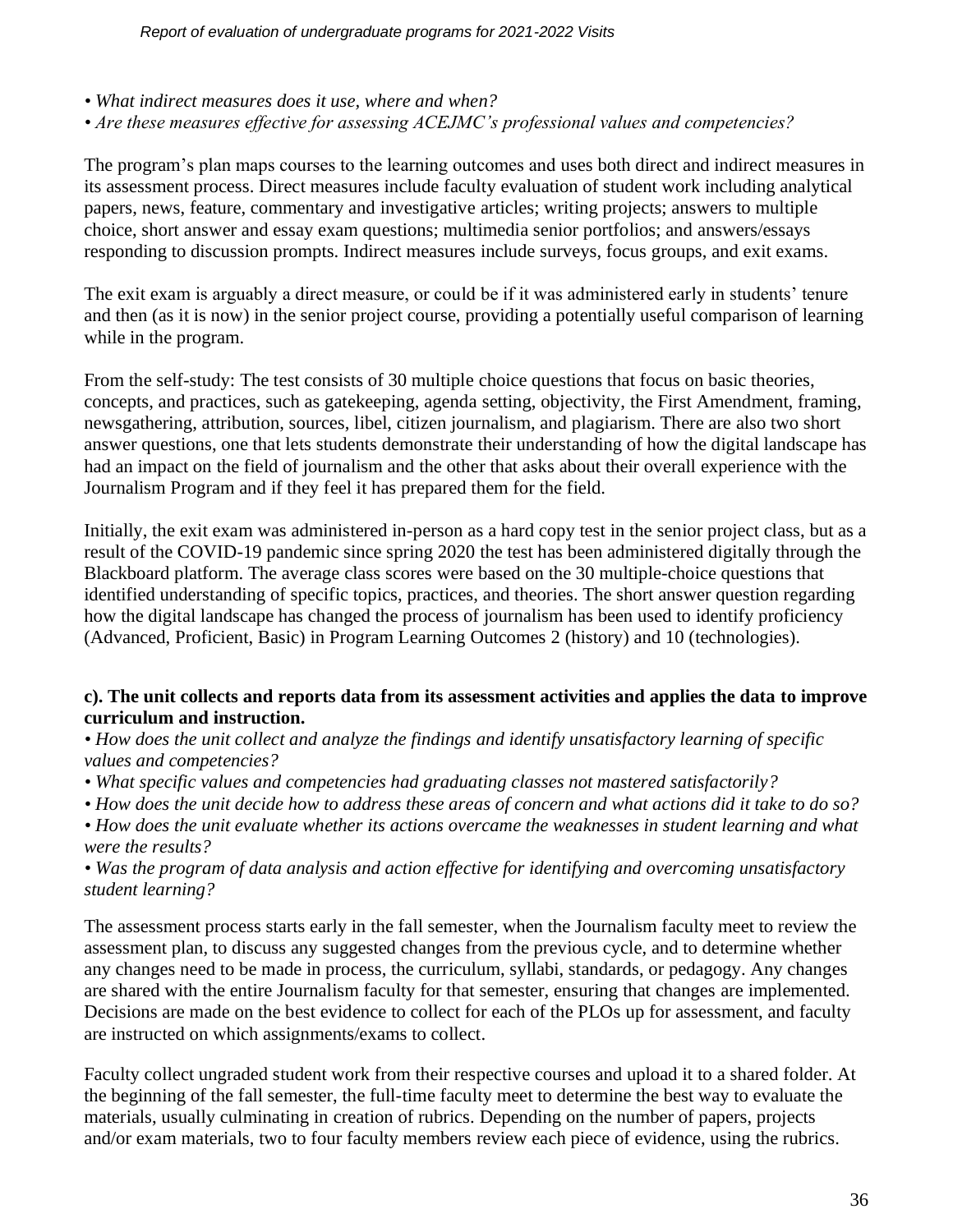*• What indirect measures does it use, where and when?*
*• Are these measures effective for assessing ACEJMC's professional values and competencies?*

The program's plan maps courses to the learning outcomes and uses both direct and indirect measures in its assessment process. Direct measures include faculty evaluation of student work including analytical papers, news, feature, commentary and investigative articles; writing projects; answers to multiple choice, short answer and essay exam questions; multimedia senior portfolios; and answers/essays responding to discussion prompts. Indirect measures include surveys, focus groups, and exit exams.

The exit exam is arguably a direct measure, or could be if it was administered early in students' tenure and then (as it is now) in the senior project course, providing a potentially useful comparison of learning while in the program.

From the self-study: The test consists of 30 multiple choice questions that focus on basic theories, concepts, and practices, such as gatekeeping, agenda setting, objectivity, the First Amendment, framing, newsgathering, attribution, sources, libel, citizen journalism, and plagiarism. There are also two short answer questions, one that lets students demonstrate their understanding of how the digital landscape has had an impact on the field of journalism and the other that asks about their overall experience with the Journalism Program and if they feel it has prepared them for the field.

Initially, the exit exam was administered in-person as a hard copy test in the senior project class, but as a result of the COVID-19 pandemic since spring 2020 the test has been administered digitally through the Blackboard platform. The average class scores were based on the 30 multiple-choice questions that identified understanding of specific topics, practices, and theories. The short answer question regarding how the digital landscape has changed the process of journalism has been used to identify proficiency (Advanced, Proficient, Basic) in Program Learning Outcomes 2 (history) and 10 (technologies).

**c). The unit collects and reports data from its assessment activities and applies the data to improve curriculum and instruction.**

*• How does the unit collect and analyze the findings and identify unsatisfactory learning of specific values and competencies?*
*• What specific values and competencies had graduating classes not mastered satisfactorily?*
*• How does the unit decide how to address these areas of concern and what actions did it take to do so?*
*• How does the unit evaluate whether its actions overcame the weaknesses in student learning and what were the results?*
*• Was the program of data analysis and action effective for identifying and overcoming unsatisfactory student learning?*

The assessment process starts early in the fall semester, when the Journalism faculty meet to review the assessment plan, to discuss any suggested changes from the previous cycle, and to determine whether any changes need to be made in process, the curriculum, syllabi, standards, or pedagogy. Any changes are shared with the entire Journalism faculty for that semester, ensuring that changes are implemented. Decisions are made on the best evidence to collect for each of the PLOs up for assessment, and faculty are instructed on which assignments/exams to collect.

Faculty collect ungraded student work from their respective courses and upload it to a shared folder. At the beginning of the fall semester, the full-time faculty meet to determine the best way to evaluate the materials, usually culminating in creation of rubrics. Depending on the number of papers, projects and/or exam materials, two to four faculty members review each piece of evidence, using the rubrics.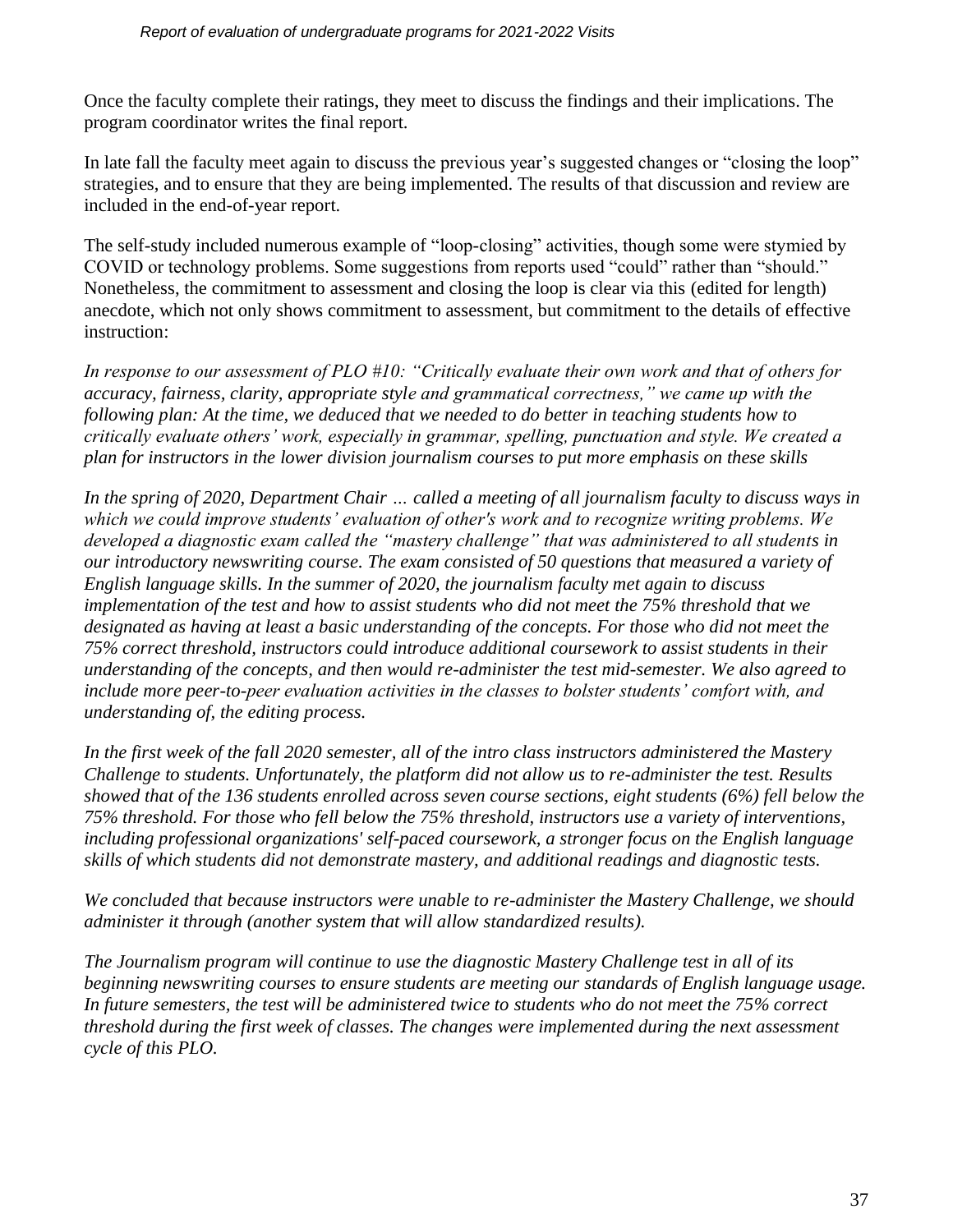Once the faculty complete their ratings, they meet to discuss the findings and their implications. The program coordinator writes the final report.

In late fall the faculty meet again to discuss the previous year's suggested changes or "closing the loop" strategies, and to ensure that they are being implemented. The results of that discussion and review are included in the end-of-year report.

The self-study included numerous example of "loop-closing" activities, though some were stymied by COVID or technology problems. Some suggestions from reports used "could" rather than "should." Nonetheless, the commitment to assessment and closing the loop is clear via this (edited for length) anecdote, which not only shows commitment to assessment, but commitment to the details of effective instruction:

*In response to our assessment of PLO #10: "Critically evaluate their own work and that of others for accuracy, fairness, clarity, appropriate style and grammatical correctness," we came up with the following plan: At the time, we deduced that we needed to do better in teaching students how to critically evaluate others' work, especially in grammar, spelling, punctuation and style. We created a plan for instructors in the lower division journalism courses to put more emphasis on these skills*

*In the spring of 2020, Department Chair … called a meeting of all journalism faculty to discuss ways in which we could improve students' evaluation of other's work and to recognize writing problems. We developed a diagnostic exam called the "mastery challenge" that was administered to all students in our introductory newswriting course. The exam consisted of 50 questions that measured a variety of English language skills. In the summer of 2020, the journalism faculty met again to discuss implementation of the test and how to assist students who did not meet the 75% threshold that we designated as having at least a basic understanding of the concepts. For those who did not meet the 75% correct threshold, instructors could introduce additional coursework to assist students in their understanding of the concepts, and then would re-administer the test mid-semester. We also agreed to include more peer-to-peer evaluation activities in the classes to bolster students' comfort with, and understanding of, the editing process.*

*In the first week of the fall 2020 semester, all of the intro class instructors administered the Mastery Challenge to students. Unfortunately, the platform did not allow us to re-administer the test. Results showed that of the 136 students enrolled across seven course sections, eight students (6%) fell below the 75% threshold. For those who fell below the 75% threshold, instructors use a variety of interventions, including professional organizations' self-paced coursework, a stronger focus on the English language skills of which students did not demonstrate mastery, and additional readings and diagnostic tests.*

*We concluded that because instructors were unable to re-administer the Mastery Challenge, we should administer it through (another system that will allow standardized results).*

*The Journalism program will continue to use the diagnostic Mastery Challenge test in all of its beginning newswriting courses to ensure students are meeting our standards of English language usage. In future semesters, the test will be administered twice to students who do not meet the 75% correct threshold during the first week of classes. The changes were implemented during the next assessment cycle of this PLO.*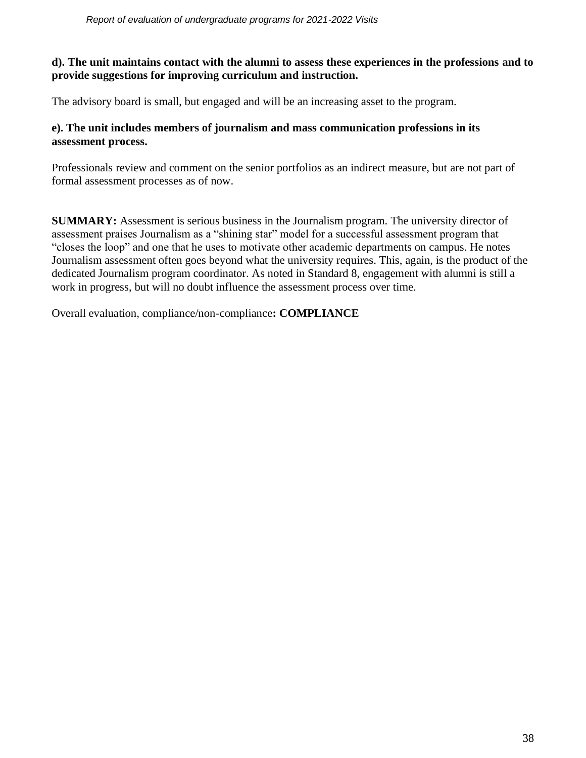**d). The unit maintains contact with the alumni to assess these experiences in the professions and to provide suggestions for improving curriculum and instruction.**

The advisory board is small, but engaged and will be an increasing asset to the program.

**e). The unit includes members of journalism and mass communication professions in its assessment process.**

Professionals review and comment on the senior portfolios as an indirect measure, but are not part of formal assessment processes as of now.

**SUMMARY:** Assessment is serious business in the Journalism program. The university director of assessment praises Journalism as a “shining star” model for a successful assessment program that “closes the loop” and one that he uses to motivate other academic departments on campus. He notes Journalism assessment often goes beyond what the university requires. This, again, is the product of the dedicated Journalism program coordinator. As noted in Standard 8, engagement with alumni is still a work in progress, but will no doubt influence the assessment process over time.

Overall evaluation, compliance/non-compliance**: COMPLIANCE**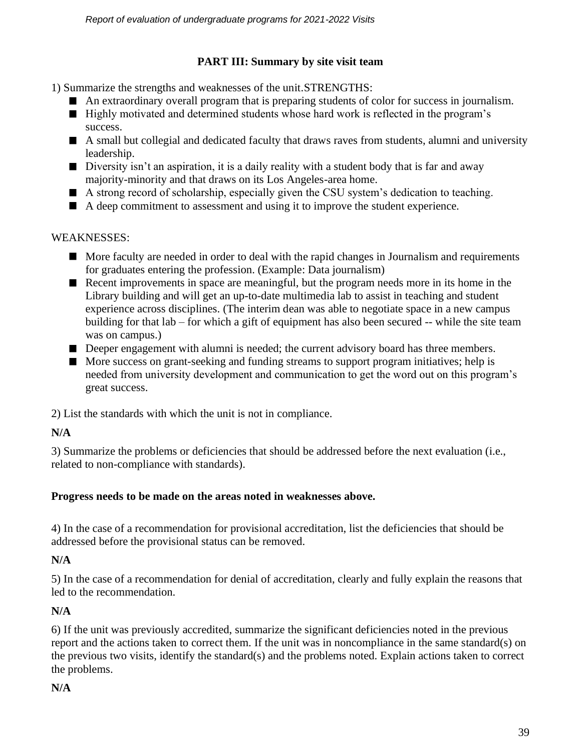## PART III: Summary by site visit team

1) Summarize the strengths and weaknesses of the unit.STRENGTHS:

- An extraordinary overall program that is preparing students of color for success in journalism.
- Highly motivated and determined students whose hard work is reflected in the program's success.
- A small but collegial and dedicated faculty that draws raves from students, alumni and university leadership.
- Diversity isn't an aspiration, it is a daily reality with a student body that is far and away majority-minority and that draws on its Los Angeles-area home.
- A strong record of scholarship, especially given the CSU system's dedication to teaching.
- A deep commitment to assessment and using it to improve the student experience.

WEAKNESSES:

- More faculty are needed in order to deal with the rapid changes in Journalism and requirements for graduates entering the profession. (Example: Data journalism)
- Recent improvements in space are meaningful, but the program needs more in its home in the Library building and will get an up-to-date multimedia lab to assist in teaching and student experience across disciplines. (The interim dean was able to negotiate space in a new campus building for that lab – for which a gift of equipment has also been secured -- while the site team was on campus.)
- Deeper engagement with alumni is needed; the current advisory board has three members.
- More success on grant-seeking and funding streams to support program initiatives; help is needed from university development and communication to get the word out on this program's great success.

2) List the standards with which the unit is not in compliance.

**N/A**

3) Summarize the problems or deficiencies that should be addressed before the next evaluation (i.e., related to non-compliance with standards).

**Progress needs to be made on the areas noted in weaknesses above.**

4) In the case of a recommendation for provisional accreditation, list the deficiencies that should be addressed before the provisional status can be removed.

**N/A**

5) In the case of a recommendation for denial of accreditation, clearly and fully explain the reasons that led to the recommendation.

**N/A**

6) If the unit was previously accredited, summarize the significant deficiencies noted in the previous report and the actions taken to correct them. If the unit was in noncompliance in the same standard(s) on the previous two visits, identify the standard(s) and the problems noted. Explain actions taken to correct the problems.

**N/A**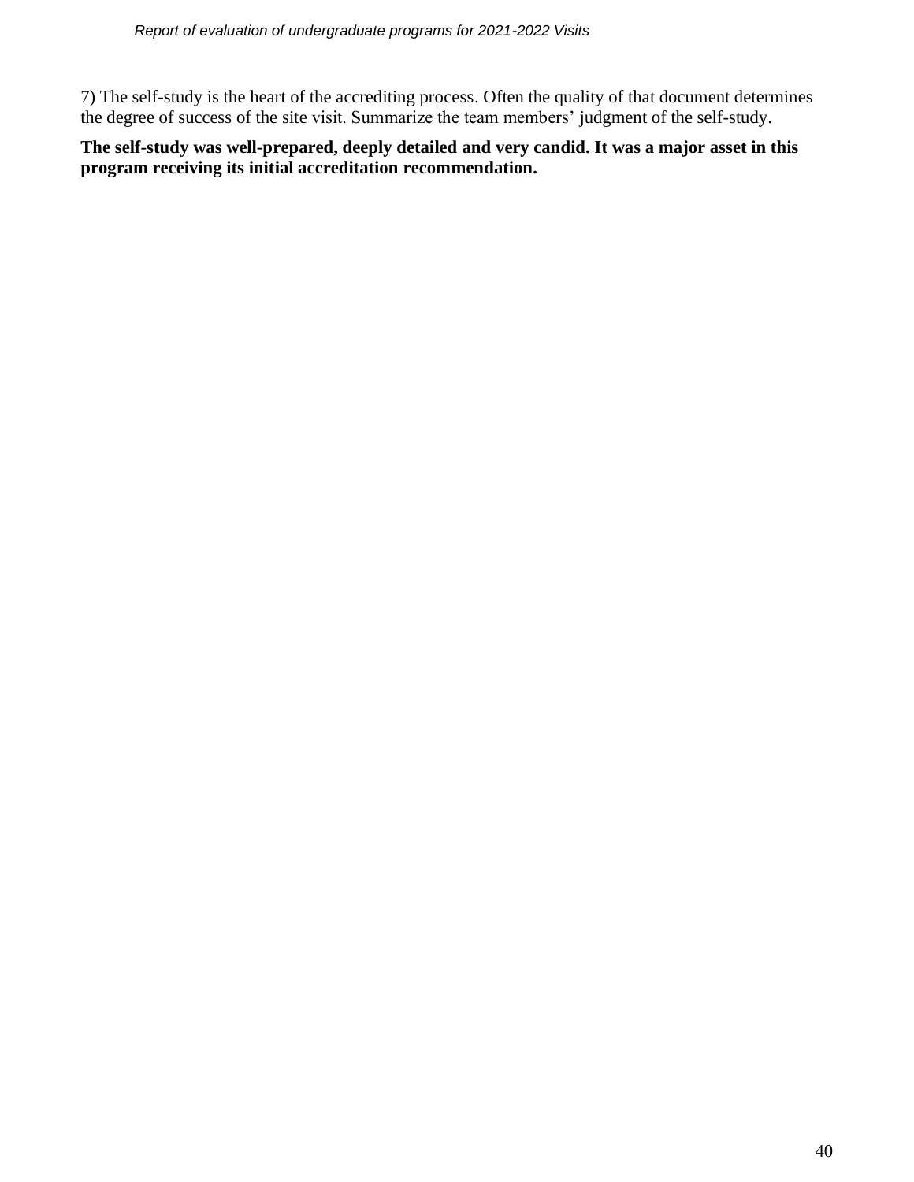7) The self-study is the heart of the accrediting process. Often the quality of that document determines the degree of success of the site visit. Summarize the team members' judgment of the self-study.

**The self-study was well-prepared, deeply detailed and very candid. It was a major asset in this program receiving its initial accreditation recommendation.**